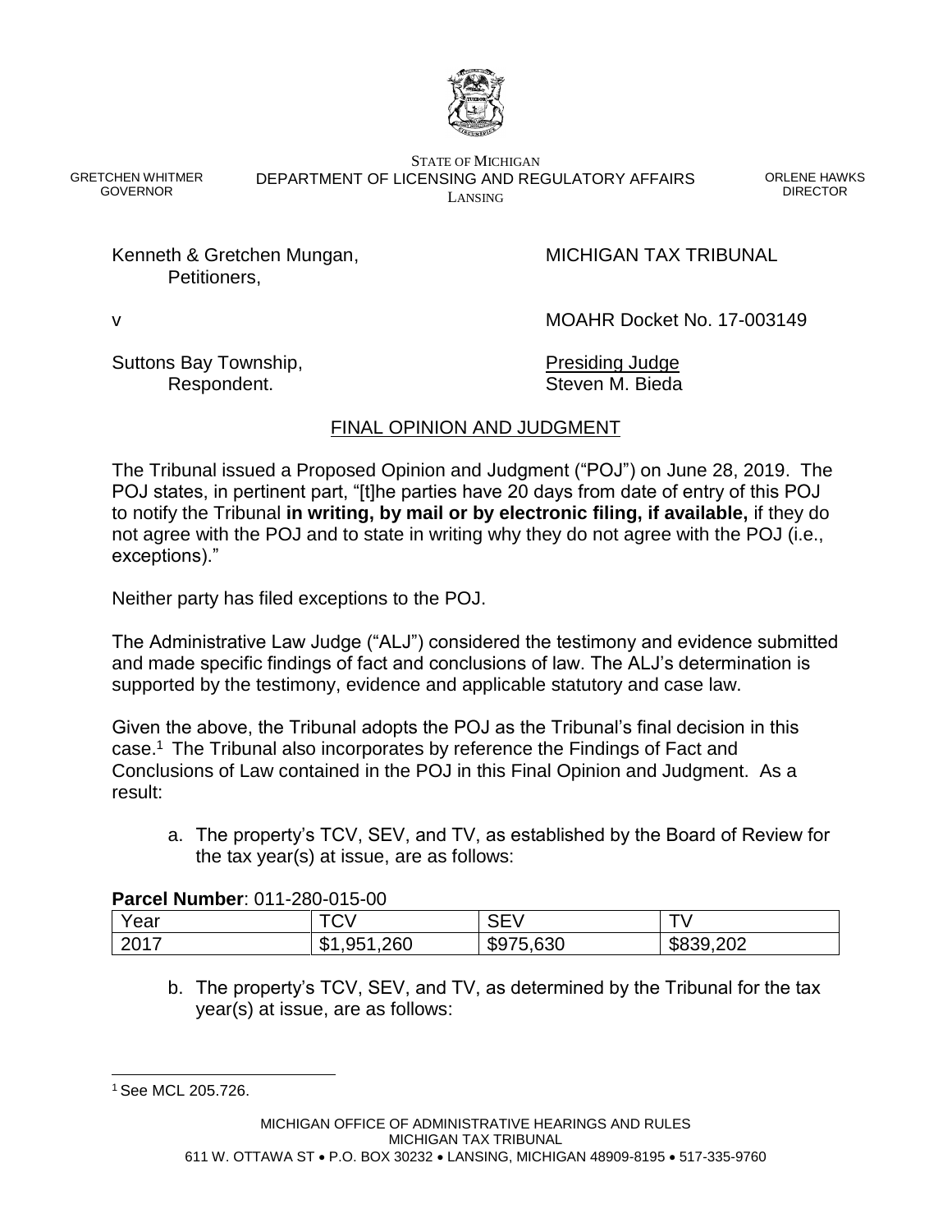STATE OF MICHIGAN
DEPARTMENT OF LICENSING AND REGULATORY AFFAIRS
LANSING

GRETCHEN WHITMER
GOVERNOR

ORLENE HAWKS
DIRECTOR

Kenneth & Gretchen Mungan,
Petitioners,

v

Suttons Bay Township,
Respondent.

MICHIGAN TAX TRIBUNAL

MOAHR Docket No. 17-003149

Presiding Judge
Steven M. Bieda

## FINAL OPINION AND JUDGMENT

The Tribunal issued a Proposed Opinion and Judgment ("POJ") on June 28, 2019. The POJ states, in pertinent part, "[t]he parties have 20 days from date of entry of this POJ to notify the Tribunal **in writing, by mail or by electronic filing, if available,** if they do not agree with the POJ and to state in writing why they do not agree with the POJ (i.e., exceptions)."

Neither party has filed exceptions to the POJ.

The Administrative Law Judge ("ALJ") considered the testimony and evidence submitted and made specific findings of fact and conclusions of law. The ALJ's determination is supported by the testimony, evidence and applicable statutory and case law.

Given the above, the Tribunal adopts the POJ as the Tribunal's final decision in this case.[1] The Tribunal also incorporates by reference the Findings of Fact and Conclusions of Law contained in the POJ in this Final Opinion and Judgment. As a result:

a. The property's TCV, SEV, and TV, as established by the Board of Review for the tax year(s) at issue, are as follows:

**Parcel Number**: 011-280-015-00

| Year | TCV | SEV | TV |
|---|---|---|---|
| 2017 | $1,951,260 | $975,630 | $839,202 |

b. The property's TCV, SEV, and TV, as determined by the Tribunal for the tax year(s) at issue, are as follows:

[1] See MCL 205.726.

MICHIGAN OFFICE OF ADMINISTRATIVE HEARINGS AND RULES
MICHIGAN TAX TRIBUNAL
611 W. OTTAWA ST • P.O. BOX 30232 • LANSING, MICHIGAN 48909-8195 • 517-335-9760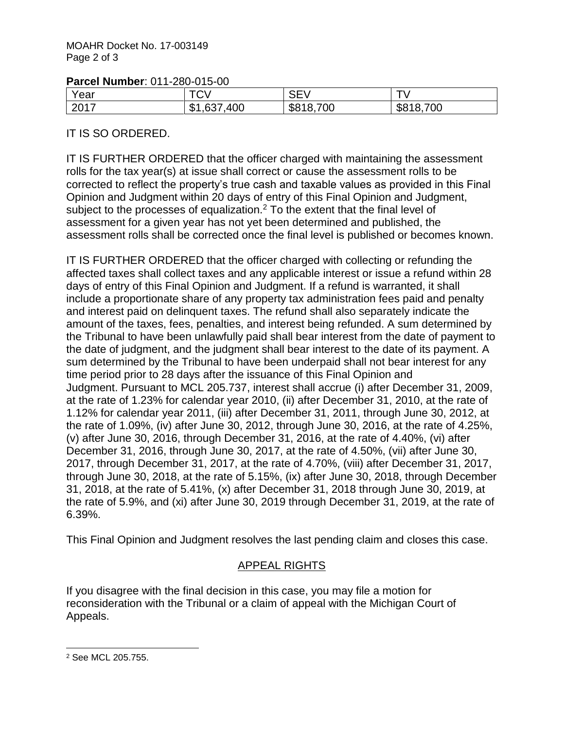**Parcel Number**: 011-280-015-00

| Year | TCV | SEV | TV |
|---|---|---|---|
| 2017 | $1,637,400 | $818,700 | $818,700 |

IT IS SO ORDERED.

IT IS FURTHER ORDERED that the officer charged with maintaining the assessment rolls for the tax year(s) at issue shall correct or cause the assessment rolls to be corrected to reflect the property's true cash and taxable values as provided in this Final Opinion and Judgment within 20 days of entry of this Final Opinion and Judgment, subject to the processes of equalization.[2] To the extent that the final level of assessment for a given year has not yet been determined and published, the assessment rolls shall be corrected once the final level is published or becomes known.

IT IS FURTHER ORDERED that the officer charged with collecting or refunding the affected taxes shall collect taxes and any applicable interest or issue a refund within 28 days of entry of this Final Opinion and Judgment. If a refund is warranted, it shall include a proportionate share of any property tax administration fees paid and penalty and interest paid on delinquent taxes. The refund shall also separately indicate the amount of the taxes, fees, penalties, and interest being refunded. A sum determined by the Tribunal to have been unlawfully paid shall bear interest from the date of payment to the date of judgment, and the judgment shall bear interest to the date of its payment. A sum determined by the Tribunal to have been underpaid shall not bear interest for any time period prior to 28 days after the issuance of this Final Opinion and Judgment. Pursuant to MCL 205.737, interest shall accrue (i) after December 31, 2009, at the rate of 1.23% for calendar year 2010, (ii) after December 31, 2010, at the rate of 1.12% for calendar year 2011, (iii) after December 31, 2011, through June 30, 2012, at the rate of 1.09%, (iv) after June 30, 2012, through June 30, 2016, at the rate of 4.25%, (v) after June 30, 2016, through December 31, 2016, at the rate of 4.40%, (vi) after December 31, 2016, through June 30, 2017, at the rate of 4.50%, (vii) after June 30, 2017, through December 31, 2017, at the rate of 4.70%, (viii) after December 31, 2017, through June 30, 2018, at the rate of 5.15%, (ix) after June 30, 2018, through December 31, 2018, at the rate of 5.41%, (x) after December 31, 2018 through June 30, 2019, at the rate of 5.9%, and (xi) after June 30, 2019 through December 31, 2019, at the rate of 6.39%.

This Final Opinion and Judgment resolves the last pending claim and closes this case.

## APPEAL RIGHTS

If you disagree with the final decision in this case, you may file a motion for reconsideration with the Tribunal or a claim of appeal with the Michigan Court of Appeals.

[2] See MCL 205.755.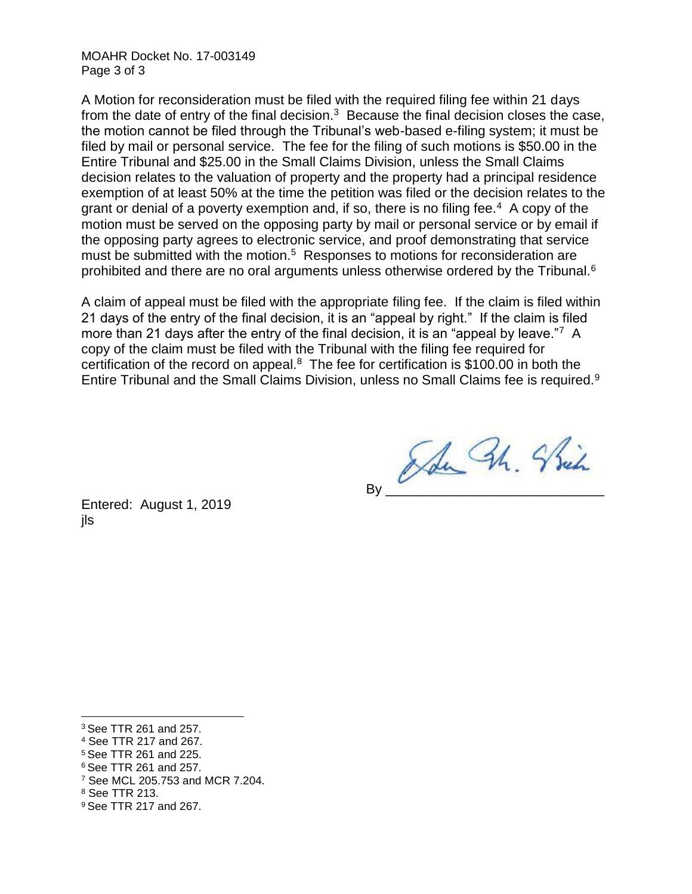A Motion for reconsideration must be filed with the required filing fee within 21 days from the date of entry of the final decision.[3] Because the final decision closes the case, the motion cannot be filed through the Tribunal's web-based e-filing system; it must be filed by mail or personal service. The fee for the filing of such motions is $50.00 in the Entire Tribunal and $25.00 in the Small Claims Division, unless the Small Claims decision relates to the valuation of property and the property had a principal residence exemption of at least 50% at the time the petition was filed or the decision relates to the grant or denial of a poverty exemption and, if so, there is no filing fee.[4] A copy of the motion must be served on the opposing party by mail or personal service or by email if the opposing party agrees to electronic service, and proof demonstrating that service must be submitted with the motion.[5] Responses to motions for reconsideration are prohibited and there are no oral arguments unless otherwise ordered by the Tribunal.[6]

A claim of appeal must be filed with the appropriate filing fee. If the claim is filed within 21 days of the entry of the final decision, it is an "appeal by right." If the claim is filed more than 21 days after the entry of the final decision, it is an "appeal by leave."[7] A copy of the claim must be filed with the Tribunal with the filing fee required for certification of the record on appeal.[8] The fee for certification is $100.00 in both the Entire Tribunal and the Small Claims Division, unless no Small Claims fee is required.[9]

By ____________________________

Entered: August 1, 2019
jls

---

[3] See TTR 261 and 257.
[4] See TTR 217 and 267.
[5] See TTR 261 and 225.
[6] See TTR 261 and 257.
[7] See MCL 205.753 and MCR 7.204.
[8] See TTR 213.
[9] See TTR 217 and 267.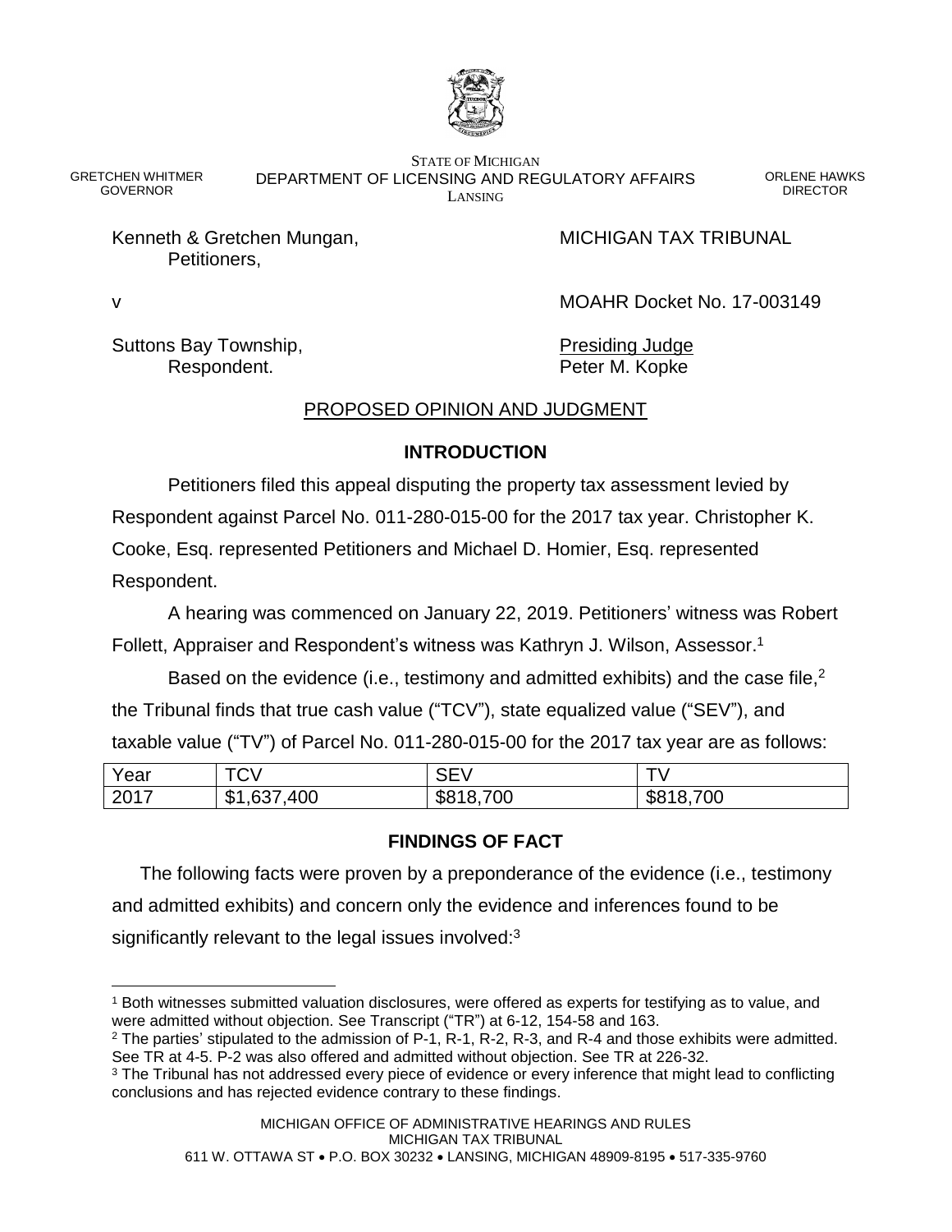STATE OF MICHIGAN
DEPARTMENT OF LICENSING AND REGULATORY AFFAIRS
LANSING

GRETCHEN WHITMER
GOVERNOR

ORLENE HAWKS
DIRECTOR

Kenneth & Gretchen Mungan,
Petitioners,

MICHIGAN TAX TRIBUNAL

v

MOAHR Docket No. 17-003149

Suttons Bay Township,
Respondent.

Presiding Judge
Peter M. Kopke

## PROPOSED OPINION AND JUDGMENT

### INTRODUCTION

Petitioners filed this appeal disputing the property tax assessment levied by Respondent against Parcel No. 011-280-015-00 for the 2017 tax year. Christopher K. Cooke, Esq. represented Petitioners and Michael D. Homier, Esq. represented Respondent.

A hearing was commenced on January 22, 2019. Petitioners' witness was Robert Follett, Appraiser and Respondent's witness was Kathryn J. Wilson, Assessor.[1]

Based on the evidence (i.e., testimony and admitted exhibits) and the case file,[2] the Tribunal finds that true cash value ("TCV"), state equalized value ("SEV"), and taxable value ("TV") of Parcel No. 011-280-015-00 for the 2017 tax year are as follows:

| Year | TCV | SEV | TV |
|---|---|---|---|
| 2017 | $1,637,400 | $818,700 | $818,700 |

### FINDINGS OF FACT

The following facts were proven by a preponderance of the evidence (i.e., testimony and admitted exhibits) and concern only the evidence and inferences found to be significantly relevant to the legal issues involved:[3]

---

[1] Both witnesses submitted valuation disclosures, were offered as experts for testifying as to value, and were admitted without objection. See Transcript ("TR") at 6-12, 154-58 and 163.

[2] The parties' stipulated to the admission of P-1, R-1, R-2, R-3, and R-4 and those exhibits were admitted. See TR at 4-5. P-2 was also offered and admitted without objection. See TR at 226-32.

[3] The Tribunal has not addressed every piece of evidence or every inference that might lead to conflicting conclusions and has rejected evidence contrary to these findings.

MICHIGAN OFFICE OF ADMINISTRATIVE HEARINGS AND RULES
MICHIGAN TAX TRIBUNAL
611 W. OTTAWA ST • P.O. BOX 30232 • LANSING, MICHIGAN 48909-8195 • 517-335-9760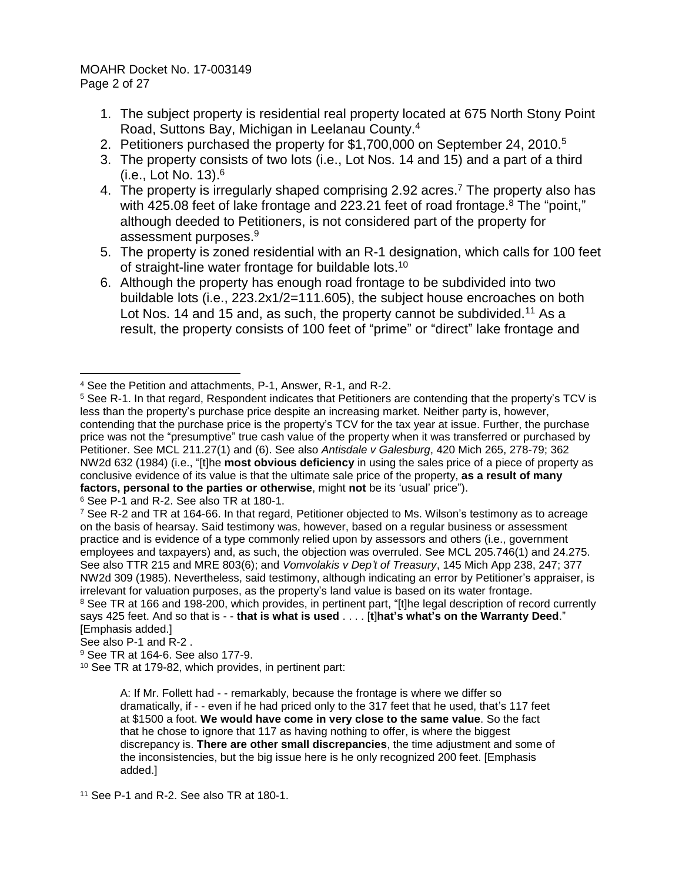1. The subject property is residential real property located at 675 North Stony Point Road, Suttons Bay, Michigan in Leelanau County.[4]
2. Petitioners purchased the property for $1,700,000 on September 24, 2010.[5]
3. The property consists of two lots (i.e., Lot Nos. 14 and 15) and a part of a third (i.e., Lot No. 13).[6]
4. The property is irregularly shaped comprising 2.92 acres.[7] The property also has with 425.08 feet of lake frontage and 223.21 feet of road frontage.[8] The "point," although deeded to Petitioners, is not considered part of the property for assessment purposes.[9]
5. The property is zoned residential with an R-1 designation, which calls for 100 feet of straight-line water frontage for buildable lots.[10]
6. Although the property has enough road frontage to be subdivided into two buildable lots (i.e., 223.2x1/2=111.605), the subject house encroaches on both Lot Nos. 14 and 15 and, as such, the property cannot be subdivided.[11] As a result, the property consists of 100 feet of "prime" or "direct" lake frontage and

---

[4] See the Petition and attachments, P-1, Answer, R-1, and R-2.

[5] See R-1. In that regard, Respondent indicates that Petitioners are contending that the property's TCV is less than the property's purchase price despite an increasing market. Neither party is, however, contending that the purchase price is the property's TCV for the tax year at issue. Further, the purchase price was not the "presumptive" true cash value of the property when it was transferred or purchased by Petitioner. See MCL 211.27(1) and (6). See also *Antisdale v Galesburg*, 420 Mich 265, 278-79; 362 NW2d 632 (1984) (i.e., "[t]he **most obvious deficiency** in using the sales price of a piece of property as conclusive evidence of its value is that the ultimate sale price of the property, **as a result of many factors, personal to the parties or otherwise**, might **not** be its 'usual' price").

[6] See P-1 and R-2. See also TR at 180-1.

[7] See R-2 and TR at 164-66. In that regard, Petitioner objected to Ms. Wilson's testimony as to acreage on the basis of hearsay. Said testimony was, however, based on a regular business or assessment practice and is evidence of a type commonly relied upon by assessors and others (i.e., government employees and taxpayers) and, as such, the objection was overruled. See MCL 205.746(1) and 24.275. See also TTR 215 and MRE 803(6); and *Vomvolakis v Dep't of Treasury*, 145 Mich App 238, 247; 377 NW2d 309 (1985). Nevertheless, said testimony, although indicating an error by Petitioner's appraiser, is irrelevant for valuation purposes, as the property's land value is based on its water frontage.

[8] See TR at 166 and 198-200, which provides, in pertinent part, "[t]he legal description of record currently says 425 feet. And so that is - - **that is what is used** . . . . [**t**]**hat's what's on the Warranty Deed**." [Emphasis added.]
See also P-1 and R-2 .

[9] See TR at 164-6. See also 177-9.

[10] See TR at 179-82, which provides, in pertinent part:

> A: If Mr. Follett had - - remarkably, because the frontage is where we differ so dramatically, if - - even if he had priced only to the 317 feet that he used, that's 117 feet at $1500 a foot. **We would have come in very close to the same value**. So the fact that he chose to ignore that 117 as having nothing to offer, is where the biggest discrepancy is. **There are other small discrepancies**, the time adjustment and some of the inconsistencies, but the big issue here is he only recognized 200 feet. [Emphasis added.]

[11] See P-1 and R-2. See also TR at 180-1.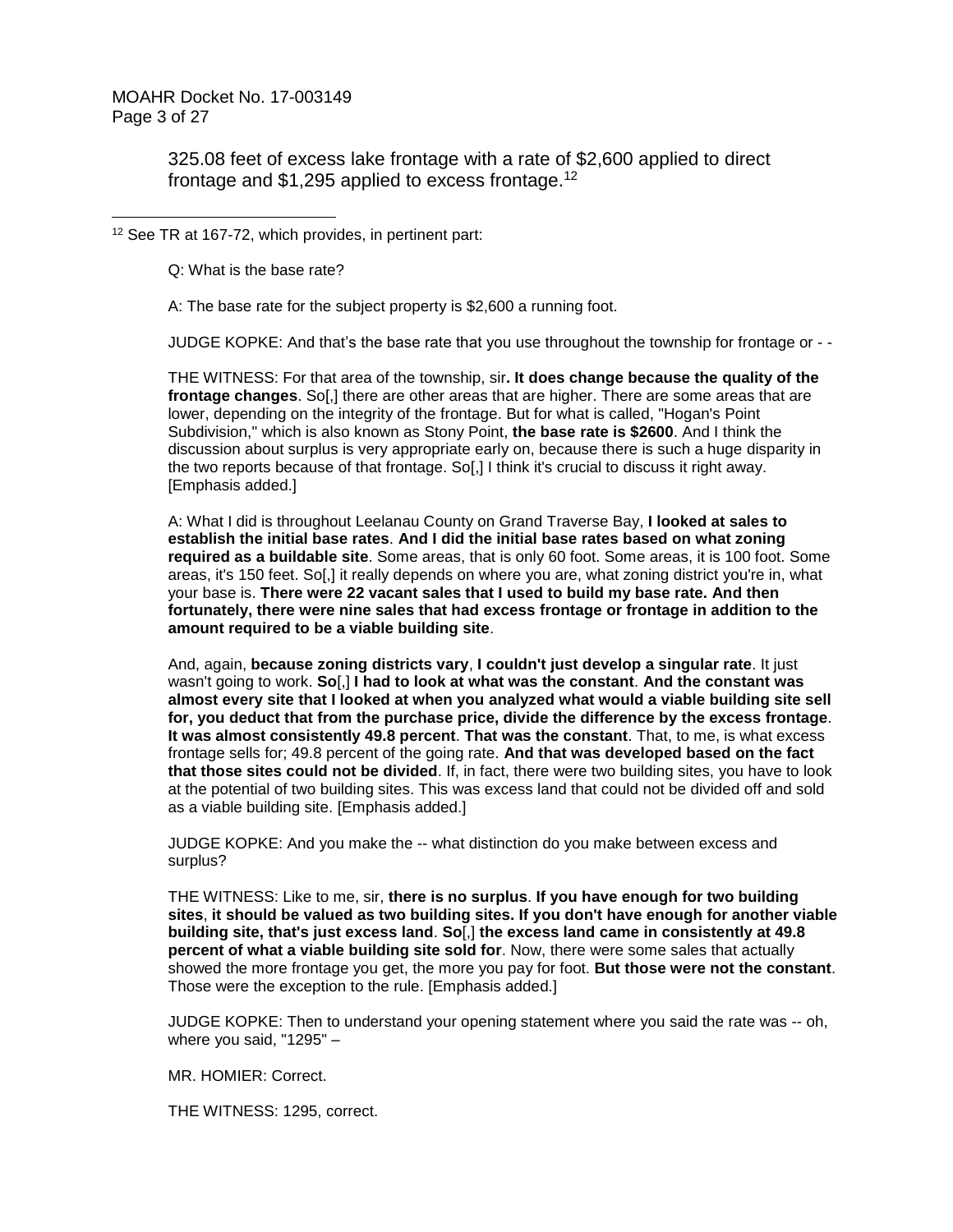325.08 feet of excess lake frontage with a rate of $2,600 applied to direct frontage and $1,295 applied to excess frontage.[12]

---

[12] See TR at 167-72, which provides, in pertinent part:

> Q: What is the base rate?
>
> A: The base rate for the subject property is $2,600 a running foot.
>
> JUDGE KOPKE: And that's the base rate that you use throughout the township for frontage or - -
>
> THE WITNESS: For that area of the township, sir**. It does change because the quality of the frontage changes**. So[,] there are other areas that are higher. There are some areas that are lower, depending on the integrity of the frontage. But for what is called, "Hogan's Point Subdivision," which is also known as Stony Point, **the base rate is $2600**. And I think the discussion about surplus is very appropriate early on, because there is such a huge disparity in the two reports because of that frontage. So[,] I think it's crucial to discuss it right away. [Emphasis added.]
>
> A: What I did is throughout Leelanau County on Grand Traverse Bay, **I looked at sales to establish the initial base rates**. **And I did the initial base rates based on what zoning required as a buildable site**. Some areas, that is only 60 foot. Some areas, it is 100 foot. Some areas, it's 150 feet. So[,] it really depends on where you are, what zoning district you're in, what your base is. **There were 22 vacant sales that I used to build my base rate. And then fortunately, there were nine sales that had excess frontage or frontage in addition to the amount required to be a viable building site**.
>
> And, again, **because zoning districts vary**, **I couldn't just develop a singular rate**. It just wasn't going to work. **So**[,] **I had to look at what was the constant**. **And the constant was almost every site that I looked at when you analyzed what would a viable building site sell for, you deduct that from the purchase price, divide the difference by the excess frontage**. **It was almost consistently 49.8 percent**. **That was the constant**. That, to me, is what excess frontage sells for; 49.8 percent of the going rate. **And that was developed based on the fact that those sites could not be divided**. If, in fact, there were two building sites, you have to look at the potential of two building sites. This was excess land that could not be divided off and sold as a viable building site. [Emphasis added.]
>
> JUDGE KOPKE: And you make the -- what distinction do you make between excess and surplus?
>
> THE WITNESS: Like to me, sir, **there is no surplus**. **If you have enough for two building sites**, **it should be valued as two building sites. If you don't have enough for another viable building site, that's just excess land**. **So**[,] **the excess land came in consistently at 49.8 percent of what a viable building site sold for**. Now, there were some sales that actually showed the more frontage you get, the more you pay for foot. **But those were not the constant**. Those were the exception to the rule. [Emphasis added.]
>
> JUDGE KOPKE: Then to understand your opening statement where you said the rate was -- oh, where you said, "1295" –
>
> MR. HOMIER: Correct.
>
> THE WITNESS: 1295, correct.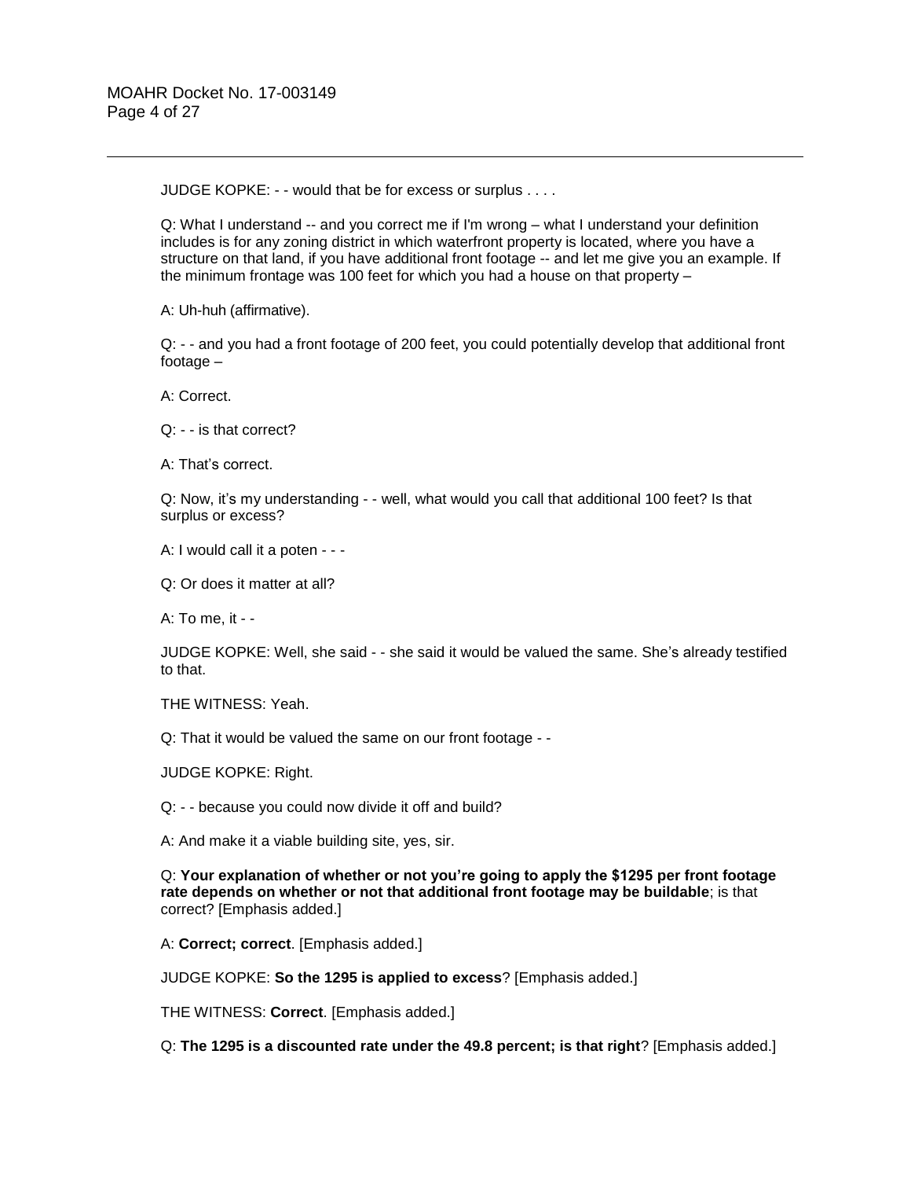JUDGE KOPKE: - - would that be for excess or surplus . . . .

Q: What I understand -- and you correct me if I'm wrong – what I understand your definition includes is for any zoning district in which waterfront property is located, where you have a structure on that land, if you have additional front footage -- and let me give you an example. If the minimum frontage was 100 feet for which you had a house on that property –

A: Uh-huh (affirmative).

Q: - - and you had a front footage of 200 feet, you could potentially develop that additional front footage –

A: Correct.

Q: - - is that correct?

A: That's correct.

Q: Now, it's my understanding - - well, what would you call that additional 100 feet? Is that surplus or excess?

A: I would call it a poten - - -

Q: Or does it matter at all?

A: To me, it - -

JUDGE KOPKE: Well, she said - - she said it would be valued the same. She's already testified to that.

THE WITNESS: Yeah.

Q: That it would be valued the same on our front footage - -

JUDGE KOPKE: Right.

Q: - - because you could now divide it off and build?

A: And make it a viable building site, yes, sir.

Q: **Your explanation of whether or not you're going to apply the $1295 per front footage rate depends on whether or not that additional front footage may be buildable**; is that correct? [Emphasis added.]

A: **Correct; correct**. [Emphasis added.]

JUDGE KOPKE: **So the 1295 is applied to excess**? [Emphasis added.]

THE WITNESS: **Correct**. [Emphasis added.]

Q: **The 1295 is a discounted rate under the 49.8 percent; is that right**? [Emphasis added.]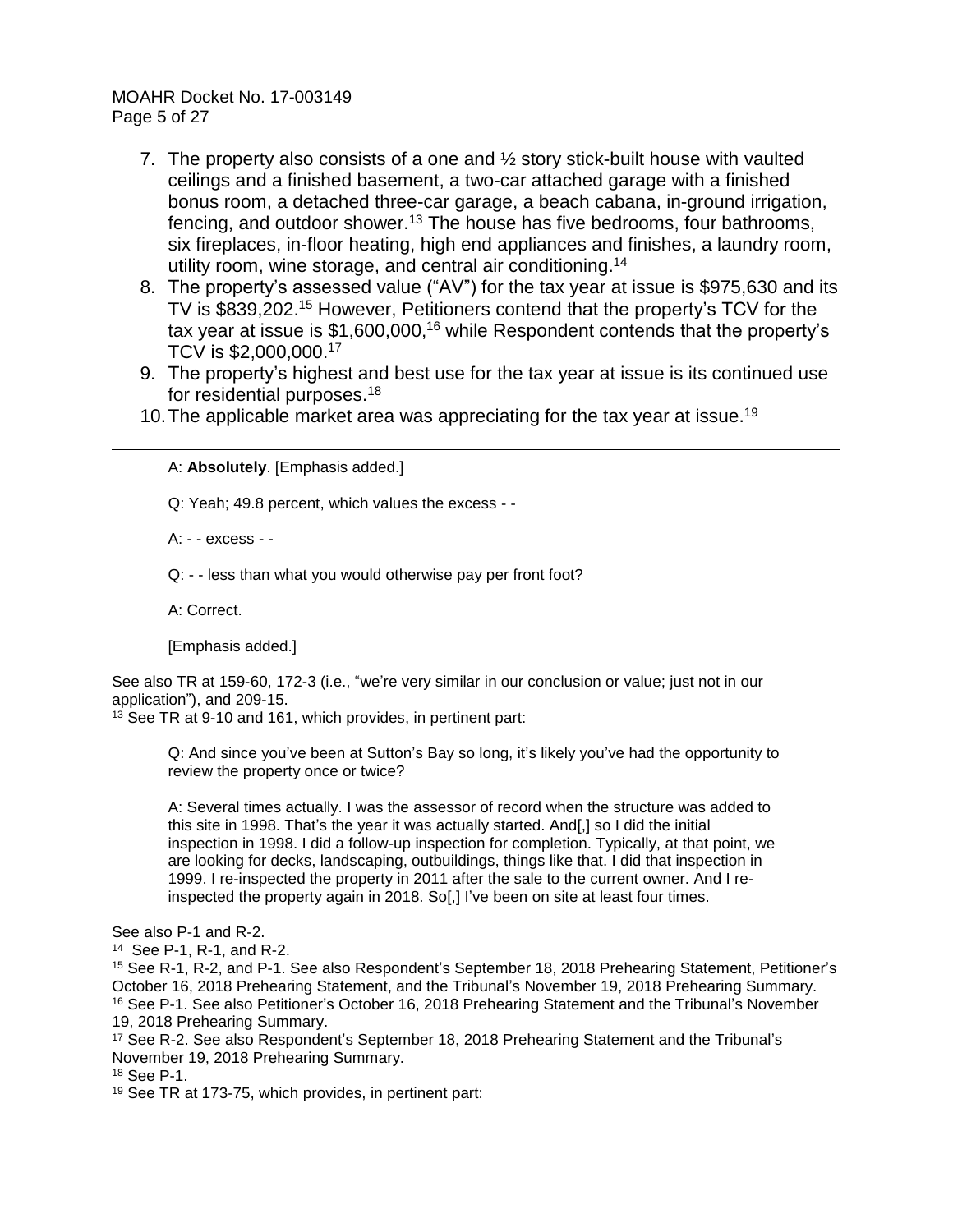7. The property also consists of a one and ½ story stick-built house with vaulted ceilings and a finished basement, a two-car attached garage with a finished bonus room, a detached three-car garage, a beach cabana, in-ground irrigation, fencing, and outdoor shower.[13] The house has five bedrooms, four bathrooms, six fireplaces, in-floor heating, high end appliances and finishes, a laundry room, utility room, wine storage, and central air conditioning.[14]
8. The property's assessed value ("AV") for the tax year at issue is $975,630 and its TV is $839,202.[15] However, Petitioners contend that the property's TCV for the tax year at issue is $1,600,000,[16] while Respondent contends that the property's TCV is $2,000,000.[17]
9. The property's highest and best use for the tax year at issue is its continued use for residential purposes.[18]
10. The applicable market area was appreciating for the tax year at issue.[19]

---

> A: **Absolutely**. [Emphasis added.]
>
> Q: Yeah; 49.8 percent, which values the excess - -
>
> A: - - excess - -
>
> Q: - - less than what you would otherwise pay per front foot?
>
> A: Correct.
>
> [Emphasis added.]

See also TR at 159-60, 172-3 (i.e., "we're very similar in our conclusion or value; just not in our application"), and 209-15.

[13] See TR at 9-10 and 161, which provides, in pertinent part:

> Q: And since you've been at Sutton's Bay so long, it's likely you've had the opportunity to review the property once or twice?
>
> A: Several times actually. I was the assessor of record when the structure was added to this site in 1998. That's the year it was actually started. And[,] so I did the initial inspection in 1998. I did a follow-up inspection for completion. Typically, at that point, we are looking for decks, landscaping, outbuildings, things like that. I did that inspection in 1999. I re-inspected the property in 2011 after the sale to the current owner. And I re-inspected the property again in 2018. So[,] I've been on site at least four times.

See also P-1 and R-2.

[14] See P-1, R-1, and R-2.

[15] See R-1, R-2, and P-1. See also Respondent's September 18, 2018 Prehearing Statement, Petitioner's October 16, 2018 Prehearing Statement, and the Tribunal's November 19, 2018 Prehearing Summary.

[16] See P-1. See also Petitioner's October 16, 2018 Prehearing Statement and the Tribunal's November 19, 2018 Prehearing Summary.

[17] See R-2. See also Respondent's September 18, 2018 Prehearing Statement and the Tribunal's November 19, 2018 Prehearing Summary.

[18] See P-1.

[19] See TR at 173-75, which provides, in pertinent part: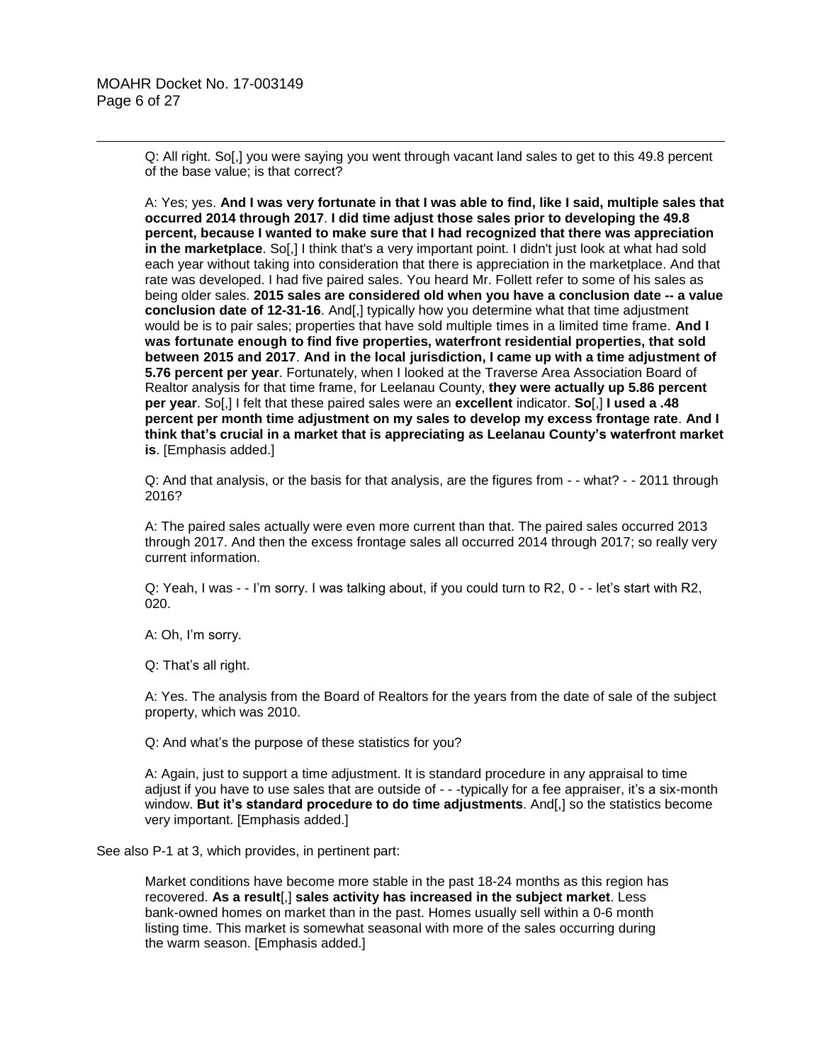> Q: All right. So[,] you were saying you went through vacant land sales to get to this 49.8 percent of the base value; is that correct?
>
> A: Yes; yes. **And I was very fortunate in that I was able to find, like I said, multiple sales that occurred 2014 through 2017**. **I did time adjust those sales prior to developing the 49.8 percent, because I wanted to make sure that I had recognized that there was appreciation in the marketplace**. So[,] I think that's a very important point. I didn't just look at what had sold each year without taking into consideration that there is appreciation in the marketplace. And that rate was developed. I had five paired sales. You heard Mr. Follett refer to some of his sales as being older sales. **2015 sales are considered old when you have a conclusion date -- a value conclusion date of 12-31-16**. And[,] typically how you determine what that time adjustment would be is to pair sales; properties that have sold multiple times in a limited time frame. **And I was fortunate enough to find five properties, waterfront residential properties, that sold between 2015 and 2017**. **And in the local jurisdiction, I came up with a time adjustment of 5.76 percent per year**. Fortunately, when I looked at the Traverse Area Association Board of Realtor analysis for that time frame, for Leelanau County, **they were actually up 5.86 percent per year**. So[,] I felt that these paired sales were an **excellent** indicator. **So**[,] **I used a .48 percent per month time adjustment on my sales to develop my excess frontage rate**. **And I think that's crucial in a market that is appreciating as Leelanau County's waterfront market is**. [Emphasis added.]
>
> Q: And that analysis, or the basis for that analysis, are the figures from - - what? - - 2011 through 2016?
>
> A: The paired sales actually were even more current than that. The paired sales occurred 2013 through 2017. And then the excess frontage sales all occurred 2014 through 2017; so really very current information.
>
> Q: Yeah, I was - - I'm sorry. I was talking about, if you could turn to R2, 0 - - let's start with R2, 020.
>
> A: Oh, I'm sorry.
>
> Q: That's all right.
>
> A: Yes. The analysis from the Board of Realtors for the years from the date of sale of the subject property, which was 2010.
>
> Q: And what's the purpose of these statistics for you?
>
> A: Again, just to support a time adjustment. It is standard procedure in any appraisal to time adjust if you have to use sales that are outside of - - -typically for a fee appraiser, it's a six-month window. **But it's standard procedure to do time adjustments**. And[,] so the statistics become very important. [Emphasis added.]

See also P-1 at 3, which provides, in pertinent part:

> Market conditions have become more stable in the past 18-24 months as this region has recovered. **As a result**[,] **sales activity has increased in the subject market**. Less bank-owned homes on market than in the past. Homes usually sell within a 0-6 month listing time. This market is somewhat seasonal with more of the sales occurring during the warm season. [Emphasis added.]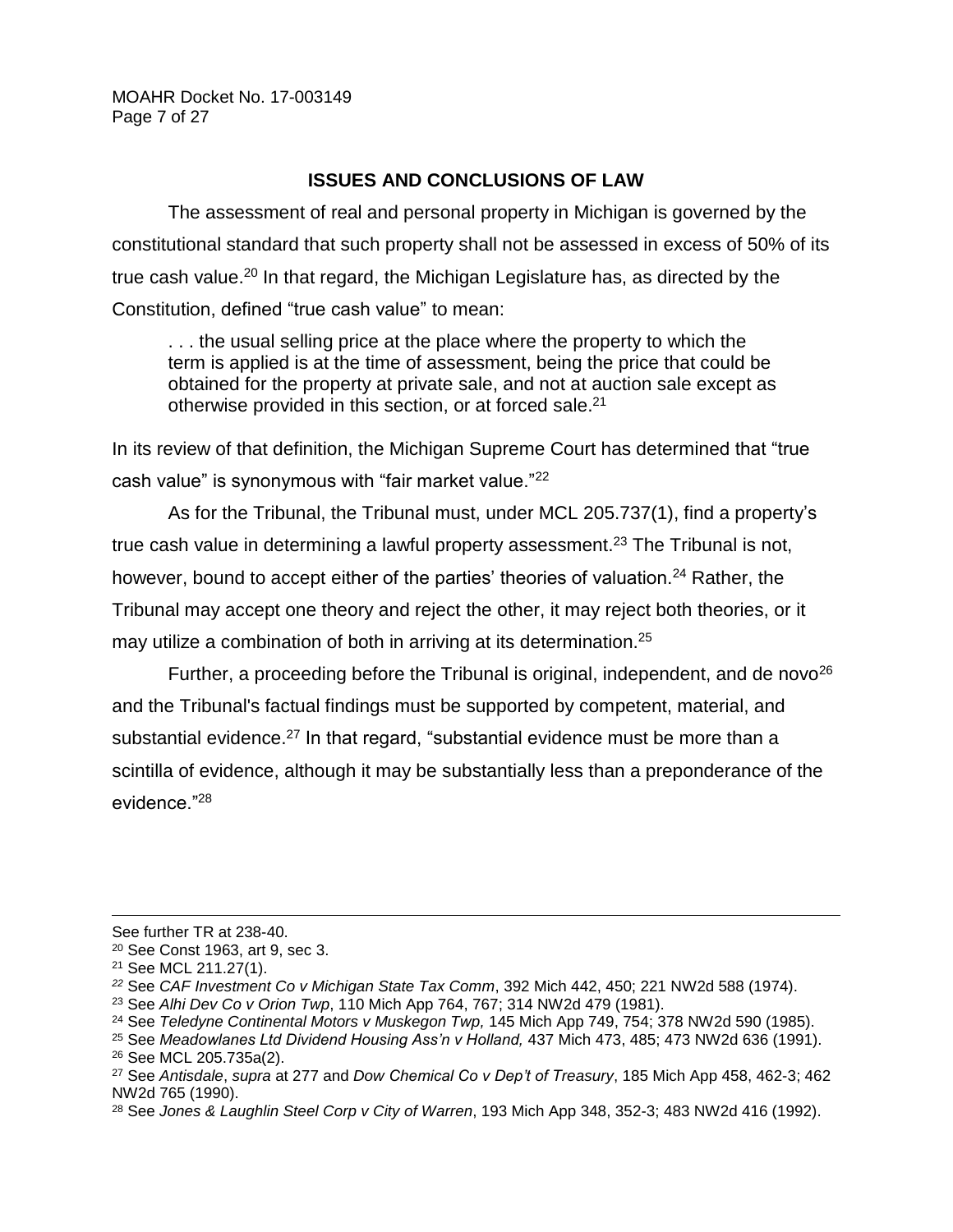## ISSUES AND CONCLUSIONS OF LAW

The assessment of real and personal property in Michigan is governed by the constitutional standard that such property shall not be assessed in excess of 50% of its true cash value.[20] In that regard, the Michigan Legislature has, as directed by the Constitution, defined "true cash value" to mean:

> . . . the usual selling price at the place where the property to which the term is applied is at the time of assessment, being the price that could be obtained for the property at private sale, and not at auction sale except as otherwise provided in this section, or at forced sale.[21]

In its review of that definition, the Michigan Supreme Court has determined that "true cash value" is synonymous with "fair market value."[22]

As for the Tribunal, the Tribunal must, under MCL 205.737(1), find a property's true cash value in determining a lawful property assessment.[23] The Tribunal is not, however, bound to accept either of the parties' theories of valuation.[24] Rather, the Tribunal may accept one theory and reject the other, it may reject both theories, or it may utilize a combination of both in arriving at its determination.[25]

Further, a proceeding before the Tribunal is original, independent, and de novo[26] and the Tribunal's factual findings must be supported by competent, material, and substantial evidence.[27] In that regard, "substantial evidence must be more than a scintilla of evidence, although it may be substantially less than a preponderance of the evidence."[28]

---

See further TR at 238-40.

[20] See Const 1963, art 9, sec 3.

[21] See MCL 211.27(1).

[22] See *CAF Investment Co v Michigan State Tax Comm*, 392 Mich 442, 450; 221 NW2d 588 (1974).

[23] See *Alhi Dev Co v Orion Twp*, 110 Mich App 764, 767; 314 NW2d 479 (1981).

[24] See *Teledyne Continental Motors v Muskegon Twp,* 145 Mich App 749, 754; 378 NW2d 590 (1985).

[25] See *Meadowlanes Ltd Dividend Housing Ass'n v Holland,* 437 Mich 473, 485; 473 NW2d 636 (1991).

[26] See MCL 205.735a(2).

[27] See *Antisdale*, *supra* at 277 and *Dow Chemical Co v Dep't of Treasury*, 185 Mich App 458, 462-3; 462 NW2d 765 (1990).

[28] See *Jones & Laughlin Steel Corp v City of Warren*, 193 Mich App 348, 352-3; 483 NW2d 416 (1992).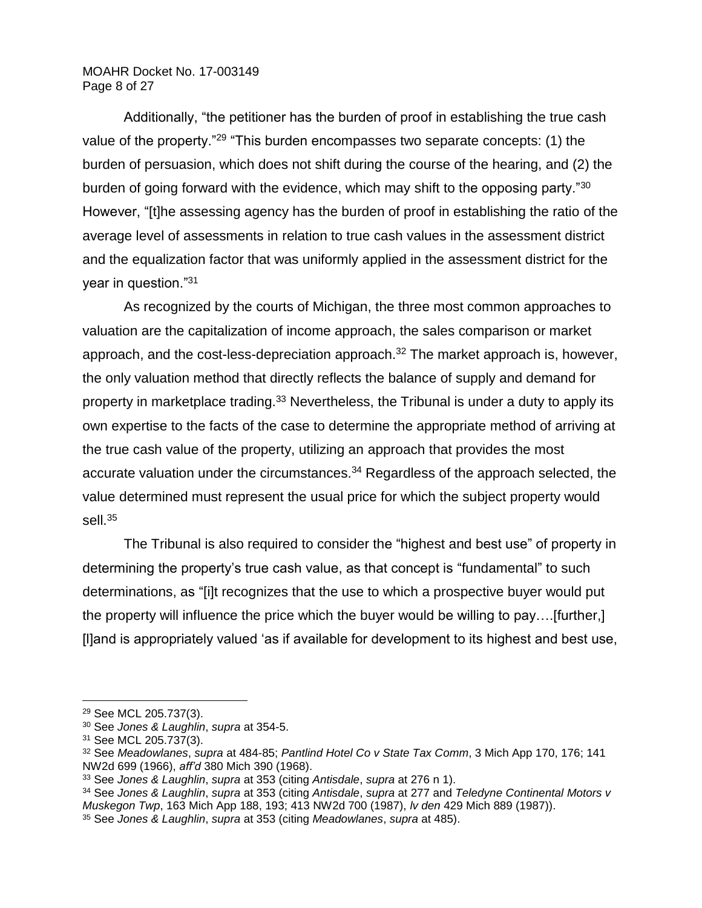Additionally, "the petitioner has the burden of proof in establishing the true cash value of the property."[29] "This burden encompasses two separate concepts: (1) the burden of persuasion, which does not shift during the course of the hearing, and (2) the burden of going forward with the evidence, which may shift to the opposing party."[30] However, "[t]he assessing agency has the burden of proof in establishing the ratio of the average level of assessments in relation to true cash values in the assessment district and the equalization factor that was uniformly applied in the assessment district for the year in question."[31]

As recognized by the courts of Michigan, the three most common approaches to valuation are the capitalization of income approach, the sales comparison or market approach, and the cost-less-depreciation approach.[32] The market approach is, however, the only valuation method that directly reflects the balance of supply and demand for property in marketplace trading.[33] Nevertheless, the Tribunal is under a duty to apply its own expertise to the facts of the case to determine the appropriate method of arriving at the true cash value of the property, utilizing an approach that provides the most accurate valuation under the circumstances.[34] Regardless of the approach selected, the value determined must represent the usual price for which the subject property would sell.[35]

The Tribunal is also required to consider the "highest and best use" of property in determining the property's true cash value, as that concept is "fundamental" to such determinations, as "[i]t recognizes that the use to which a prospective buyer would put the property will influence the price which the buyer would be willing to pay….[further,] [l]and is appropriately valued 'as if available for development to its highest and best use,

---

[29] See MCL 205.737(3).

[30] See *Jones & Laughlin*, *supra* at 354-5.

[31] See MCL 205.737(3).

[32] See *Meadowlanes*, *supra* at 484-85; *Pantlind Hotel Co v State Tax Comm*, 3 Mich App 170, 176; 141 NW2d 699 (1966), *aff'd* 380 Mich 390 (1968).

[33] See *Jones & Laughlin*, *supra* at 353 (citing *Antisdale*, *supra* at 276 n 1).

[34] See *Jones & Laughlin*, *supra* at 353 (citing *Antisdale*, *supra* at 277 and *Teledyne Continental Motors v Muskegon Twp*, 163 Mich App 188, 193; 413 NW2d 700 (1987), *lv den* 429 Mich 889 (1987)).

[35] See *Jones & Laughlin*, *supra* at 353 (citing *Meadowlanes*, *supra* at 485).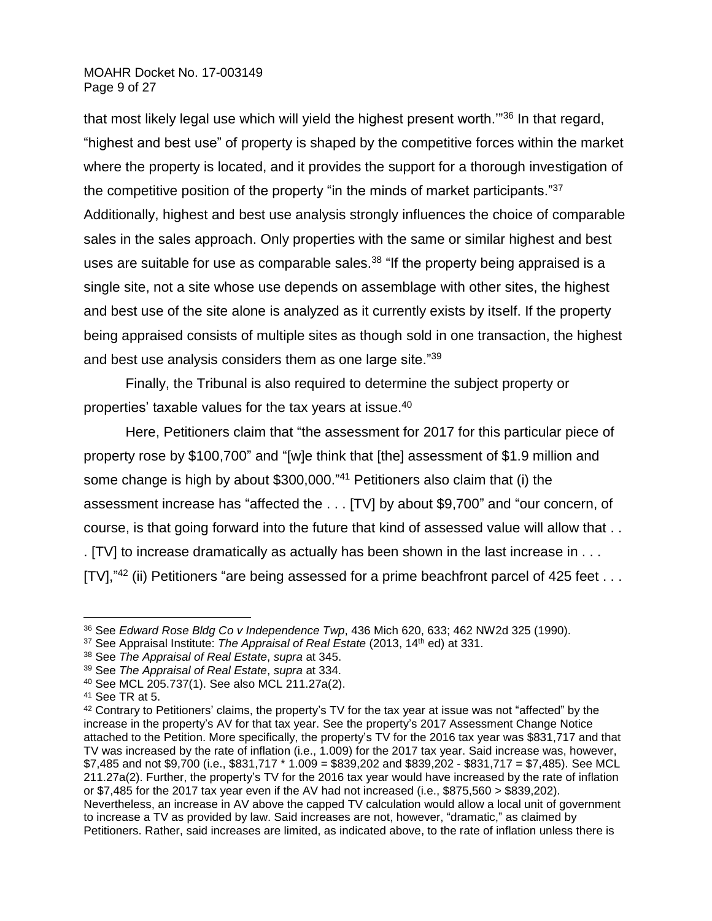that most likely legal use which will yield the highest present worth.'"[36] In that regard, "highest and best use" of property is shaped by the competitive forces within the market where the property is located, and it provides the support for a thorough investigation of the competitive position of the property "in the minds of market participants."[37] Additionally, highest and best use analysis strongly influences the choice of comparable sales in the sales approach. Only properties with the same or similar highest and best uses are suitable for use as comparable sales.[38] "If the property being appraised is a single site, not a site whose use depends on assemblage with other sites, the highest and best use of the site alone is analyzed as it currently exists by itself. If the property being appraised consists of multiple sites as though sold in one transaction, the highest and best use analysis considers them as one large site."[39]

Finally, the Tribunal is also required to determine the subject property or properties' taxable values for the tax years at issue.[40]

Here, Petitioners claim that "the assessment for 2017 for this particular piece of property rose by $100,700" and "[w]e think that [the] assessment of $1.9 million and some change is high by about $300,000."[41] Petitioners also claim that (i) the assessment increase has "affected the . . . [TV] by about $9,700" and "our concern, of course, is that going forward into the future that kind of assessed value will allow that . . . [TV] to increase dramatically as actually has been shown in the last increase in . . . [TV],"[42] (ii) Petitioners "are being assessed for a prime beachfront parcel of 425 feet . . .

---

[36] See *Edward Rose Bldg Co v Independence Twp*, 436 Mich 620, 633; 462 NW2d 325 (1990).

[37] See Appraisal Institute: *The Appraisal of Real Estate* (2013, 14th ed) at 331.

[38] See *The Appraisal of Real Estate*, *supra* at 345.

[39] See *The Appraisal of Real Estate*, *supra* at 334.

[40] See MCL 205.737(1). See also MCL 211.27a(2).

[41] See TR at 5.

[42] Contrary to Petitioners' claims, the property's TV for the tax year at issue was not "affected" by the increase in the property's AV for that tax year. See the property's 2017 Assessment Change Notice attached to the Petition. More specifically, the property's TV for the 2016 tax year was $831,717 and that TV was increased by the rate of inflation (i.e., 1.009) for the 2017 tax year. Said increase was, however, $7,485 and not $9,700 (i.e., $831,717 * 1.009 = $839,202 and $839,202 - $831,717 = $7,485). See MCL 211.27a(2). Further, the property's TV for the 2016 tax year would have increased by the rate of inflation or $7,485 for the 2017 tax year even if the AV had not increased (i.e., $875,560 > $839,202). Nevertheless, an increase in AV above the capped TV calculation would allow a local unit of government to increase a TV as provided by law. Said increases are not, however, "dramatic," as claimed by Petitioners. Rather, said increases are limited, as indicated above, to the rate of inflation unless there is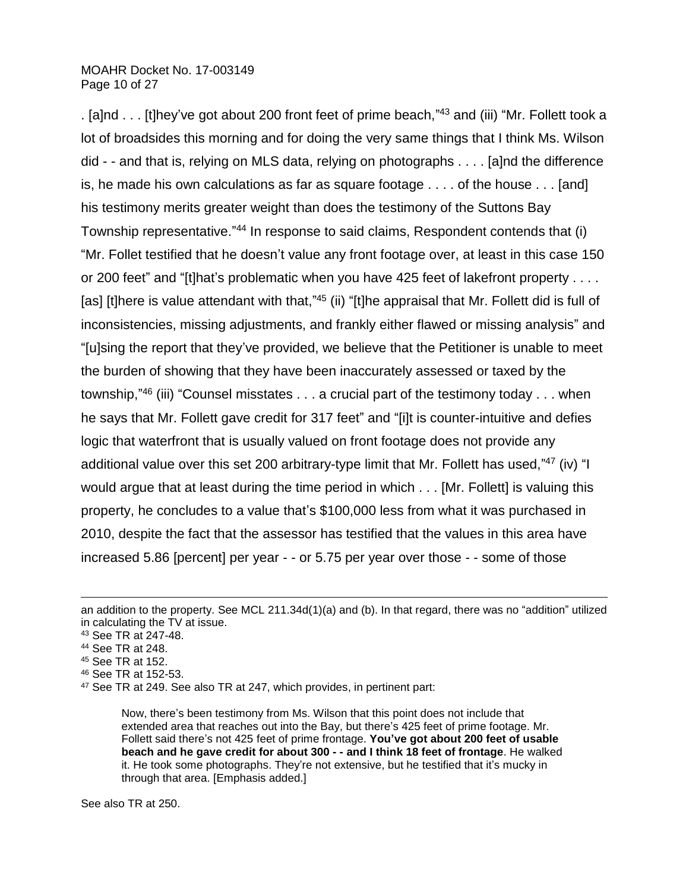. [a]nd . . . [t]hey've got about 200 front feet of prime beach,"[43] and (iii) "Mr. Follett took a lot of broadsides this morning and for doing the very same things that I think Ms. Wilson did - - and that is, relying on MLS data, relying on photographs . . . . [a]nd the difference is, he made his own calculations as far as square footage . . . . of the house . . . [and] his testimony merits greater weight than does the testimony of the Suttons Bay Township representative."[44] In response to said claims, Respondent contends that (i) "Mr. Follet testified that he doesn't value any front footage over, at least in this case 150 or 200 feet" and "[t]hat's problematic when you have 425 feet of lakefront property . . . . [as] [t]here is value attendant with that,"[45] (ii) "[t]he appraisal that Mr. Follett did is full of inconsistencies, missing adjustments, and frankly either flawed or missing analysis" and "[u]sing the report that they've provided, we believe that the Petitioner is unable to meet the burden of showing that they have been inaccurately assessed or taxed by the township,"[46] (iii) "Counsel misstates . . . a crucial part of the testimony today . . . when he says that Mr. Follett gave credit for 317 feet" and "[i]t is counter-intuitive and defies logic that waterfront that is usually valued on front footage does not provide any additional value over this set 200 arbitrary-type limit that Mr. Follett has used,"[47] (iv) "I would argue that at least during the time period in which . . . [Mr. Follett] is valuing this property, he concludes to a value that's $100,000 less from what it was purchased in 2010, despite the fact that the assessor has testified that the values in this area have increased 5.86 [percent] per year - - or 5.75 per year over those - - some of those

---

an addition to the property. See MCL 211.34d(1)(a) and (b). In that regard, there was no "addition" utilized in calculating the TV at issue.

[43] See TR at 247-48.

[44] See TR at 248.

[45] See TR at 152.

[46] See TR at 152-53.

[47] See TR at 249. See also TR at 247, which provides, in pertinent part:

> Now, there's been testimony from Ms. Wilson that this point does not include that extended area that reaches out into the Bay, but there's 425 feet of prime footage. Mr. Follett said there's not 425 feet of prime frontage. **You've got about 200 feet of usable beach and he gave credit for about 300 - - and I think 18 feet of frontage**. He walked it. He took some photographs. They're not extensive, but he testified that it's mucky in through that area. [Emphasis added.]

See also TR at 250.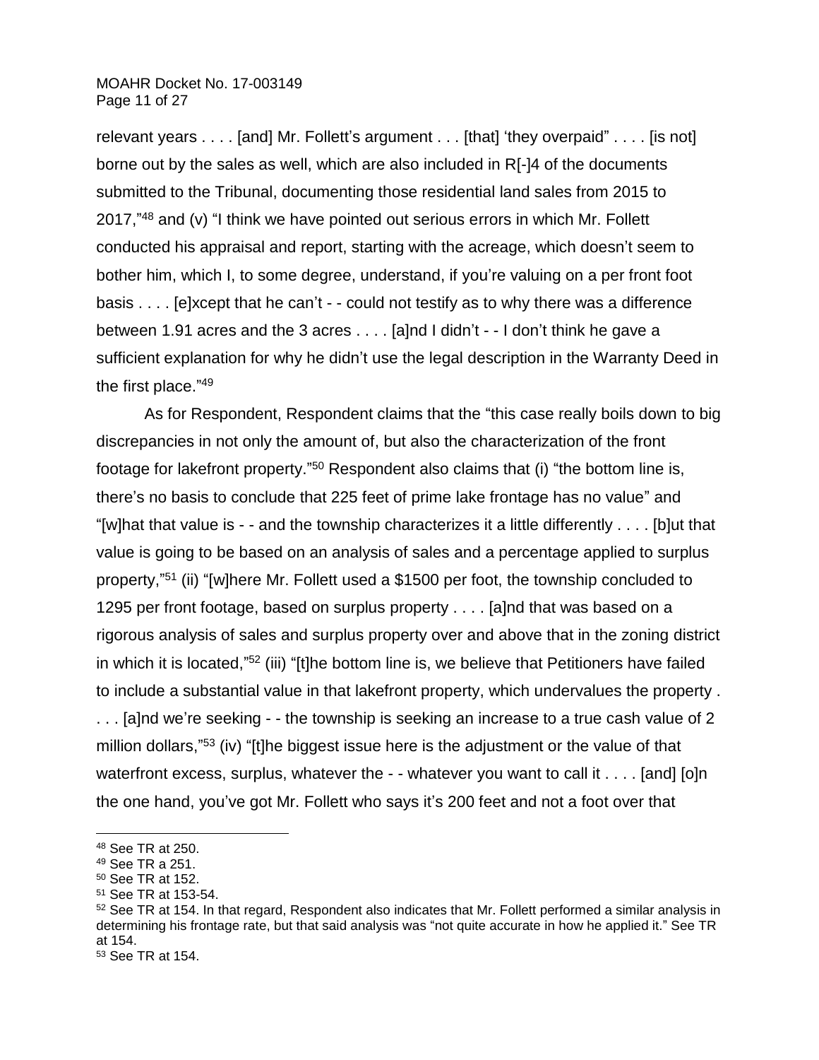relevant years . . . . [and] Mr. Follett's argument . . . [that] 'they overpaid" . . . . [is not] borne out by the sales as well, which are also included in R[-]4 of the documents submitted to the Tribunal, documenting those residential land sales from 2015 to 2017,"[48] and (v) "I think we have pointed out serious errors in which Mr. Follett conducted his appraisal and report, starting with the acreage, which doesn't seem to bother him, which I, to some degree, understand, if you're valuing on a per front foot basis . . . . [e]xcept that he can't - - could not testify as to why there was a difference between 1.91 acres and the 3 acres . . . . [a]nd I didn't - - I don't think he gave a sufficient explanation for why he didn't use the legal description in the Warranty Deed in the first place."[49]

As for Respondent, Respondent claims that the "this case really boils down to big discrepancies in not only the amount of, but also the characterization of the front footage for lakefront property."[50] Respondent also claims that (i) "the bottom line is, there's no basis to conclude that 225 feet of prime lake frontage has no value" and "[w]hat that value is - - and the township characterizes it a little differently . . . . [b]ut that value is going to be based on an analysis of sales and a percentage applied to surplus property,"[51] (ii) "[w]here Mr. Follett used a $1500 per foot, the township concluded to 1295 per front footage, based on surplus property . . . . [a]nd that was based on a rigorous analysis of sales and surplus property over and above that in the zoning district in which it is located,"[52] (iii) "[t]he bottom line is, we believe that Petitioners have failed to include a substantial value in that lakefront property, which undervalues the property . . . . [a]nd we're seeking - - the township is seeking an increase to a true cash value of 2 million dollars,"[53] (iv) "[t]he biggest issue here is the adjustment or the value of that waterfront excess, surplus, whatever the - - whatever you want to call it . . . . [and] [o]n the one hand, you've got Mr. Follett who says it's 200 feet and not a foot over that

---

[48] See TR at 250.

[49] See TR a 251.

[50] See TR at 152.

[51] See TR at 153-54.

[52] See TR at 154. In that regard, Respondent also indicates that Mr. Follett performed a similar analysis in determining his frontage rate, but that said analysis was "not quite accurate in how he applied it." See TR at 154.

[53] See TR at 154.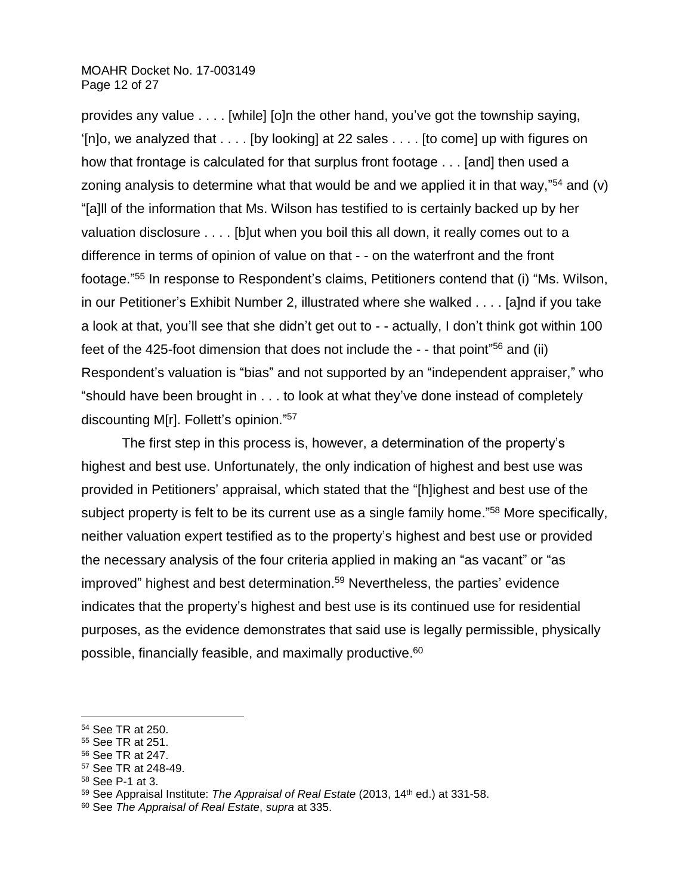provides any value . . . . [while] [o]n the other hand, you've got the township saying, '[n]o, we analyzed that . . . . [by looking] at 22 sales . . . . [to come] up with figures on how that frontage is calculated for that surplus front footage . . . [and] then used a zoning analysis to determine what that would be and we applied it in that way,"[54] and (v) "[a]ll of the information that Ms. Wilson has testified to is certainly backed up by her valuation disclosure . . . . [b]ut when you boil this all down, it really comes out to a difference in terms of opinion of value on that - - on the waterfront and the front footage."[55] In response to Respondent's claims, Petitioners contend that (i) "Ms. Wilson, in our Petitioner's Exhibit Number 2, illustrated where she walked . . . . [a]nd if you take a look at that, you'll see that she didn't get out to - - actually, I don't think got within 100 feet of the 425-foot dimension that does not include the - - that point"[56] and (ii) Respondent's valuation is "bias" and not supported by an "independent appraiser," who "should have been brought in . . . to look at what they've done instead of completely discounting M[r]. Follett's opinion."[57]

The first step in this process is, however, a determination of the property's highest and best use. Unfortunately, the only indication of highest and best use was provided in Petitioners' appraisal, which stated that the "[h]ighest and best use of the subject property is felt to be its current use as a single family home."[58] More specifically, neither valuation expert testified as to the property's highest and best use or provided the necessary analysis of the four criteria applied in making an "as vacant" or "as improved" highest and best determination.[59] Nevertheless, the parties' evidence indicates that the property's highest and best use is its continued use for residential purposes, as the evidence demonstrates that said use is legally permissible, physically possible, financially feasible, and maximally productive.[60]

---

[54] See TR at 250.

[55] See TR at 251.

[56] See TR at 247.

[57] See TR at 248-49.

[58] See P-1 at 3.

[59] See Appraisal Institute: *The Appraisal of Real Estate* (2013, 14th ed.) at 331-58.

[60] See *The Appraisal of Real Estate*, *supra* at 335.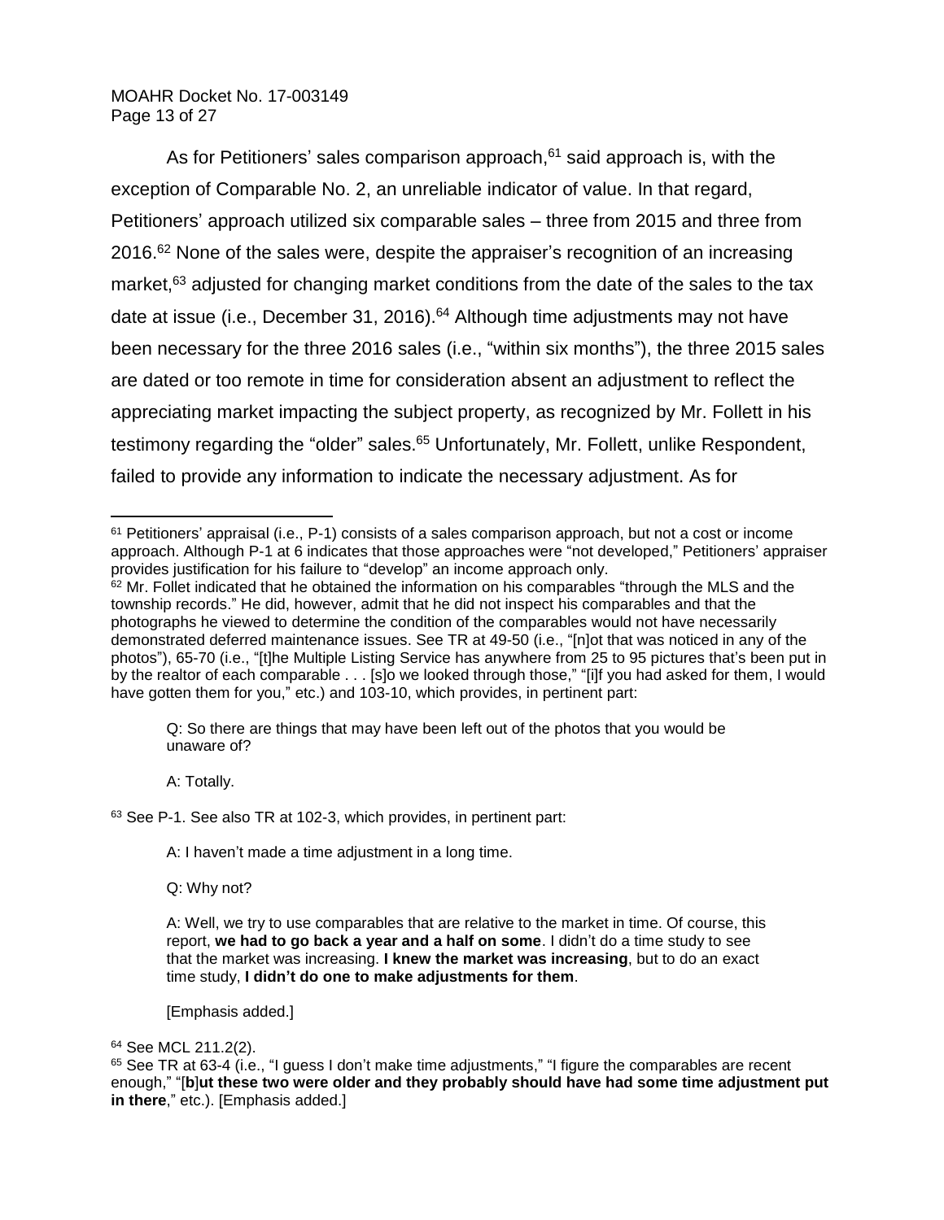As for Petitioners' sales comparison approach,[61] said approach is, with the exception of Comparable No. 2, an unreliable indicator of value. In that regard, Petitioners' approach utilized six comparable sales – three from 2015 and three from 2016.[62] None of the sales were, despite the appraiser's recognition of an increasing market,[63] adjusted for changing market conditions from the date of the sales to the tax date at issue (i.e., December 31, 2016).[64] Although time adjustments may not have been necessary for the three 2016 sales (i.e., "within six months"), the three 2015 sales are dated or too remote in time for consideration absent an adjustment to reflect the appreciating market impacting the subject property, as recognized by Mr. Follett in his testimony regarding the "older" sales.[65] Unfortunately, Mr. Follett, unlike Respondent, failed to provide any information to indicate the necessary adjustment. As for

---

[61] Petitioners' appraisal (i.e., P-1) consists of a sales comparison approach, but not a cost or income approach. Although P-1 at 6 indicates that those approaches were "not developed," Petitioners' appraiser provides justification for his failure to "develop" an income approach only.

[62] Mr. Follet indicated that he obtained the information on his comparables "through the MLS and the township records." He did, however, admit that he did not inspect his comparables and that the photographs he viewed to determine the condition of the comparables would not have necessarily demonstrated deferred maintenance issues. See TR at 49-50 (i.e., "[n]ot that was noticed in any of the photos"), 65-70 (i.e., "[t]he Multiple Listing Service has anywhere from 25 to 95 pictures that's been put in by the realtor of each comparable . . . [s]o we looked through those," "[i]f you had asked for them, I would have gotten them for you," etc.) and 103-10, which provides, in pertinent part:

> Q: So there are things that may have been left out of the photos that you would be unaware of?
>
> A: Totally.

[63] See P-1. See also TR at 102-3, which provides, in pertinent part:

> A: I haven't made a time adjustment in a long time.
>
> Q: Why not?
>
> A: Well, we try to use comparables that are relative to the market in time. Of course, this report, **we had to go back a year and a half on some**. I didn't do a time study to see that the market was increasing. **I knew the market was increasing**, but to do an exact time study, **I didn't do one to make adjustments for them**.
>
> [Emphasis added.]

[64] See MCL 211.2(2).

[65] See TR at 63-4 (i.e., "I guess I don't make time adjustments," "I figure the comparables are recent enough," "[**b**]**ut these two were older and they probably should have had some time adjustment put in there**," etc.). [Emphasis added.]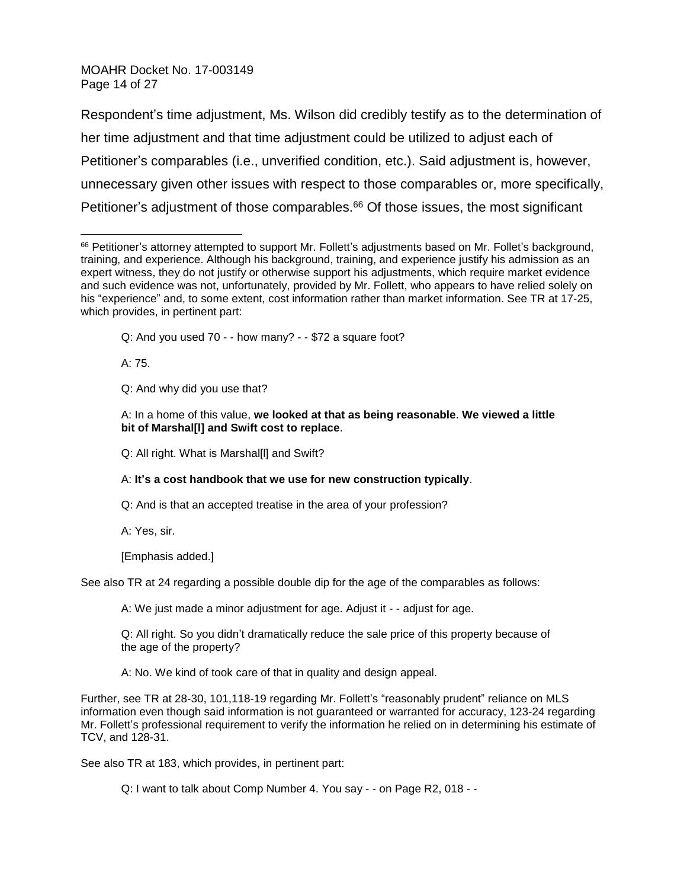Respondent's time adjustment, Ms. Wilson did credibly testify as to the determination of her time adjustment and that time adjustment could be utilized to adjust each of Petitioner's comparables (i.e., unverified condition, etc.). Said adjustment is, however, unnecessary given other issues with respect to those comparables or, more specifically, Petitioner's adjustment of those comparables.[66] Of those issues, the most significant

---

[66] Petitioner's attorney attempted to support Mr. Follett's adjustments based on Mr. Follet's background, training, and experience. Although his background, training, and experience justify his admission as an expert witness, they do not justify or otherwise support his adjustments, which require market evidence and such evidence was not, unfortunately, provided by Mr. Follett, who appears to have relied solely on his "experience" and, to some extent, cost information rather than market information. See TR at 17-25, which provides, in pertinent part:

> Q: And you used 70 - - how many? - - $72 a square foot?
>
> A: 75.
>
> Q: And why did you use that?
>
> A: In a home of this value, **we looked at that as being reasonable**. **We viewed a little bit of Marshal[l] and Swift cost to replace**.
>
> Q: All right. What is Marshal[l] and Swift?
>
> A: **It's a cost handbook that we use for new construction typically**.
>
> Q: And is that an accepted treatise in the area of your profession?
>
> A: Yes, sir.
>
> [Emphasis added.]

See also TR at 24 regarding a possible double dip for the age of the comparables as follows:

> A: We just made a minor adjustment for age. Adjust it - - adjust for age.
>
> Q: All right. So you didn't dramatically reduce the sale price of this property because of the age of the property?
>
> A: No. We kind of took care of that in quality and design appeal.

Further, see TR at 28-30, 101,118-19 regarding Mr. Follett's "reasonably prudent" reliance on MLS information even though said information is not guaranteed or warranted for accuracy, 123-24 regarding Mr. Follett's professional requirement to verify the information he relied on in determining his estimate of TCV, and 128-31.

See also TR at 183, which provides, in pertinent part:

> Q: I want to talk about Comp Number 4. You say - - on Page R2, 018 - -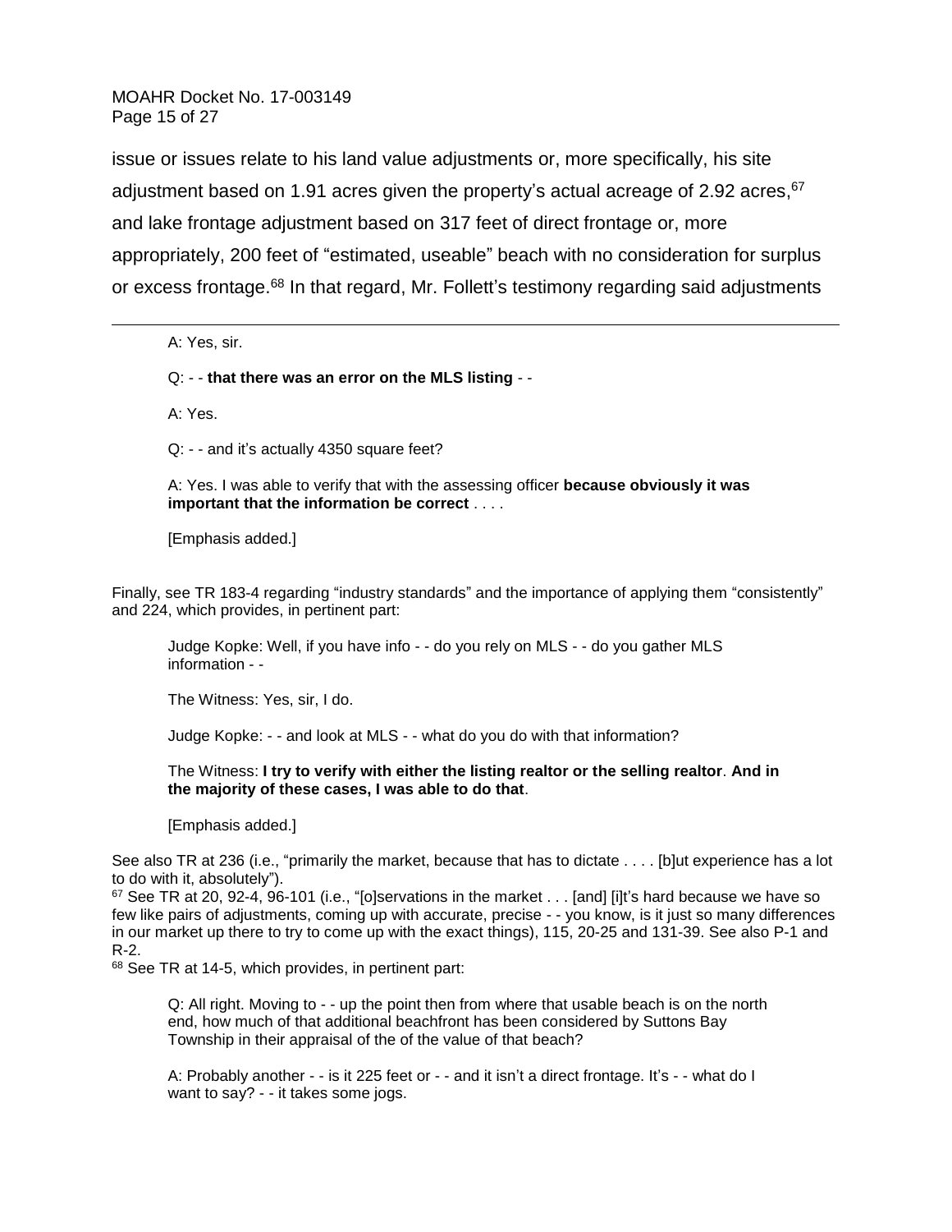issue or issues relate to his land value adjustments or, more specifically, his site adjustment based on 1.91 acres given the property's actual acreage of 2.92 acres,[67] and lake frontage adjustment based on 317 feet of direct frontage or, more appropriately, 200 feet of "estimated, useable" beach with no consideration for surplus or excess frontage.[68] In that regard, Mr. Follett's testimony regarding said adjustments

---

> A: Yes, sir.
>
> Q: - - **that there was an error on the MLS listing** - -
>
> A: Yes.
>
> Q: - - and it's actually 4350 square feet?
>
> A: Yes. I was able to verify that with the assessing officer **because obviously it was important that the information be correct** . . . .
>
> [Emphasis added.]

Finally, see TR 183-4 regarding "industry standards" and the importance of applying them "consistently" and 224, which provides, in pertinent part:

> Judge Kopke: Well, if you have info - - do you rely on MLS - - do you gather MLS information - -
>
> The Witness: Yes, sir, I do.
>
> Judge Kopke: - - and look at MLS - - what do you do with that information?
>
> The Witness: **I try to verify with either the listing realtor or the selling realtor**. **And in the majority of these cases, I was able to do that**.
>
> [Emphasis added.]

See also TR at 236 (i.e., "primarily the market, because that has to dictate . . . . [b]ut experience has a lot to do with it, absolutely").

[67] See TR at 20, 92-4, 96-101 (i.e., "[o]servations in the market . . . [and] [i]t's hard because we have so few like pairs of adjustments, coming up with accurate, precise - - you know, is it just so many differences in our market up there to try to come up with the exact things), 115, 20-25 and 131-39. See also P-1 and R-2.

[68] See TR at 14-5, which provides, in pertinent part:

> Q: All right. Moving to - - up the point then from where that usable beach is on the north end, how much of that additional beachfront has been considered by Suttons Bay Township in their appraisal of the of the value of that beach?
>
> A: Probably another - - is it 225 feet or - - and it isn't a direct frontage. It's - - what do I want to say? - - it takes some jogs.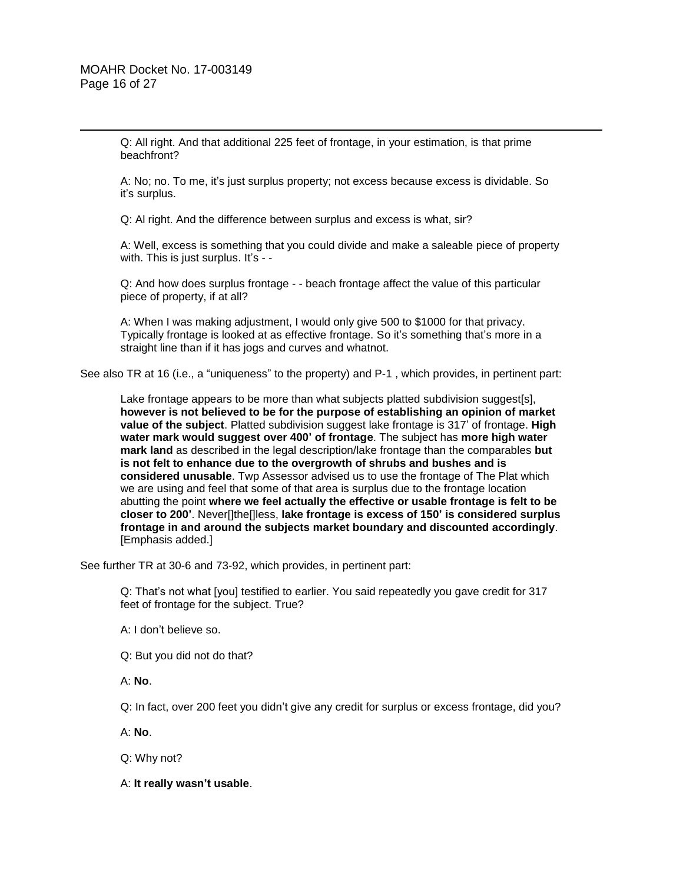> Q: All right. And that additional 225 feet of frontage, in your estimation, is that prime beachfront?
>
> A: No; no. To me, it's just surplus property; not excess because excess is dividable. So it's surplus.
>
> Q: Al right. And the difference between surplus and excess is what, sir?
>
> A: Well, excess is something that you could divide and make a saleable piece of property with. This is just surplus. It's - -
>
> Q: And how does surplus frontage - - beach frontage affect the value of this particular piece of property, if at all?
>
> A: When I was making adjustment, I would only give 500 to $1000 for that privacy. Typically frontage is looked at as effective frontage. So it's something that's more in a straight line than if it has jogs and curves and whatnot.

See also TR at 16 (i.e., a "uniqueness" to the property) and P-1 , which provides, in pertinent part:

> Lake frontage appears to be more than what subjects platted subdivision suggest[s], **however is not believed to be for the purpose of establishing an opinion of market value of the subject**. Platted subdivision suggest lake frontage is 317' of frontage. **High water mark would suggest over 400' of frontage**. The subject has **more high water mark land** as described in the legal description/lake frontage than the comparables **but is not felt to enhance due to the overgrowth of shrubs and bushes and is considered unusable**. Twp Assessor advised us to use the frontage of The Plat which we are using and feel that some of that area is surplus due to the frontage location abutting the point **where we feel actually the effective or usable frontage is felt to be closer to 200'**. Never[]the[]less, **lake frontage is excess of 150' is considered surplus frontage in and around the subjects market boundary and discounted accordingly**. [Emphasis added.]

See further TR at 30-6 and 73-92, which provides, in pertinent part:

> Q: That's not what [you] testified to earlier. You said repeatedly you gave credit for 317 feet of frontage for the subject. True?
>
> A: I don't believe so.
>
> Q: But you did not do that?
>
> A: **No**.
>
> Q: In fact, over 200 feet you didn't give any credit for surplus or excess frontage, did you?
>
> A: **No**.
>
> Q: Why not?
>
> A: **It really wasn't usable**.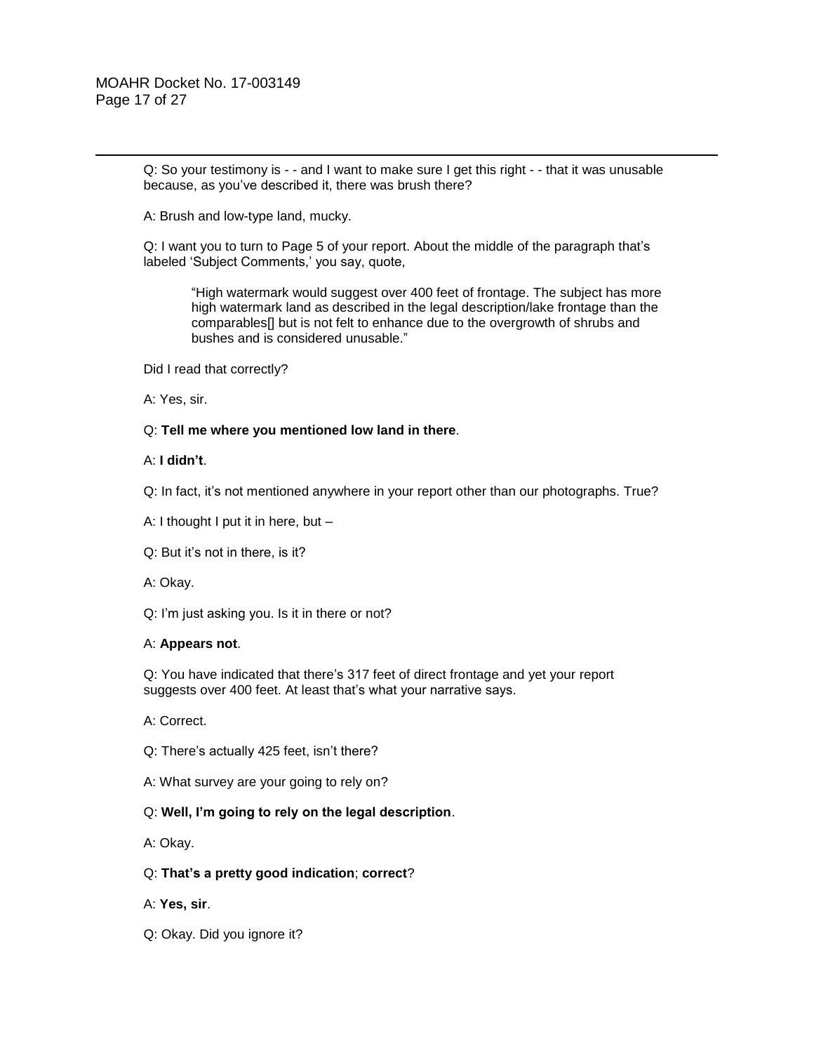Q: So your testimony is - - and I want to make sure I get this right - - that it was unusable because, as you've described it, there was brush there?

A: Brush and low-type land, mucky.

Q: I want you to turn to Page 5 of your report. About the middle of the paragraph that's labeled 'Subject Comments,' you say, quote,

> "High watermark would suggest over 400 feet of frontage. The subject has more high watermark land as described in the legal description/lake frontage than the comparables[] but is not felt to enhance due to the overgrowth of shrubs and bushes and is considered unusable."

Did I read that correctly?

A: Yes, sir.

Q: **Tell me where you mentioned low land in there**.

A: **I didn't**.

Q: In fact, it's not mentioned anywhere in your report other than our photographs. True?

A: I thought I put it in here, but –

Q: But it's not in there, is it?

A: Okay.

Q: I'm just asking you. Is it in there or not?

A: **Appears not**.

Q: You have indicated that there's 317 feet of direct frontage and yet your report suggests over 400 feet. At least that's what your narrative says.

A: Correct.

Q: There's actually 425 feet, isn't there?

A: What survey are your going to rely on?

Q: **Well, I'm going to rely on the legal description**.

A: Okay.

Q: **That's a pretty good indication**; **correct**?

A: **Yes, sir**.

Q: Okay. Did you ignore it?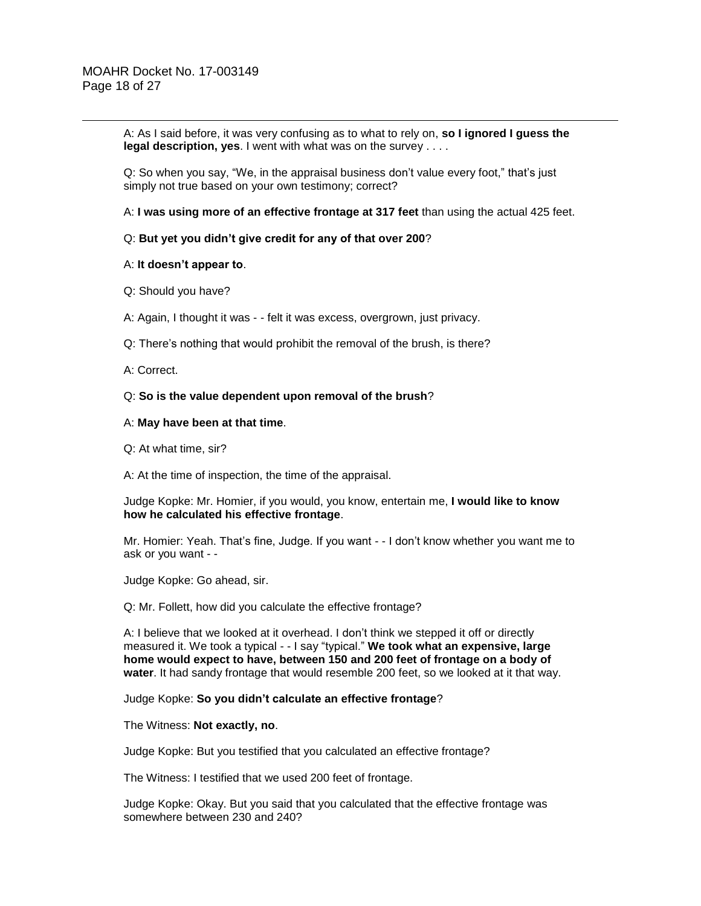A: As I said before, it was very confusing as to what to rely on, **so I ignored I guess the legal description, yes**. I went with what was on the survey . . . .

Q: So when you say, "We, in the appraisal business don't value every foot," that's just simply not true based on your own testimony; correct?

A: **I was using more of an effective frontage at 317 feet** than using the actual 425 feet.

Q: **But yet you didn't give credit for any of that over 200**?

A: **It doesn't appear to**.

Q: Should you have?

A: Again, I thought it was - - felt it was excess, overgrown, just privacy.

Q: There's nothing that would prohibit the removal of the brush, is there?

A: Correct.

Q: **So is the value dependent upon removal of the brush**?

A: **May have been at that time**.

Q: At what time, sir?

A: At the time of inspection, the time of the appraisal.

Judge Kopke: Mr. Homier, if you would, you know, entertain me, **I would like to know how he calculated his effective frontage**.

Mr. Homier: Yeah. That's fine, Judge. If you want - - I don't know whether you want me to ask or you want - -

Judge Kopke: Go ahead, sir.

Q: Mr. Follett, how did you calculate the effective frontage?

A: I believe that we looked at it overhead. I don't think we stepped it off or directly measured it. We took a typical - - I say "typical." **We took what an expensive, large home would expect to have, between 150 and 200 feet of frontage on a body of water**. It had sandy frontage that would resemble 200 feet, so we looked at it that way.

Judge Kopke: **So you didn't calculate an effective frontage**?

The Witness: **Not exactly, no**.

Judge Kopke: But you testified that you calculated an effective frontage?

The Witness: I testified that we used 200 feet of frontage.

Judge Kopke: Okay. But you said that you calculated that the effective frontage was somewhere between 230 and 240?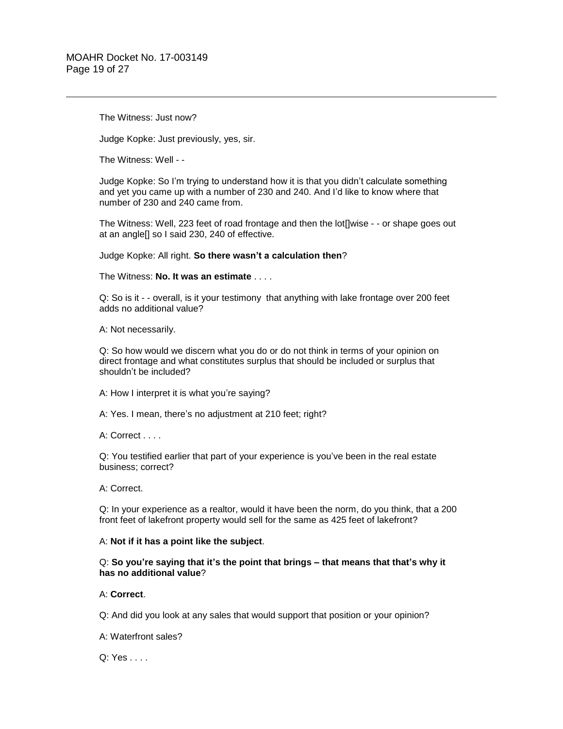The Witness: Just now?

Judge Kopke: Just previously, yes, sir.

The Witness: Well - -

Judge Kopke: So I'm trying to understand how it is that you didn't calculate something and yet you came up with a number of 230 and 240. And I'd like to know where that number of 230 and 240 came from.

The Witness: Well, 223 feet of road frontage and then the lot[]wise - - or shape goes out at an angle[] so I said 230, 240 of effective.

Judge Kopke: All right. **So there wasn't a calculation then**?

The Witness: **No. It was an estimate** . . . .

Q: So is it - - overall, is it your testimony that anything with lake frontage over 200 feet adds no additional value?

A: Not necessarily.

Q: So how would we discern what you do or do not think in terms of your opinion on direct frontage and what constitutes surplus that should be included or surplus that shouldn't be included?

A: How I interpret it is what you're saying?

A: Yes. I mean, there's no adjustment at 210 feet; right?

A: Correct . . . .

Q: You testified earlier that part of your experience is you've been in the real estate business; correct?

A: Correct.

Q: In your experience as a realtor, would it have been the norm, do you think, that a 200 front feet of lakefront property would sell for the same as 425 feet of lakefront?

A: **Not if it has a point like the subject**.

Q: **So you're saying that it's the point that brings – that means that that's why it has no additional value**?

A: **Correct**.

Q: And did you look at any sales that would support that position or your opinion?

A: Waterfront sales?

Q: Yes . . . .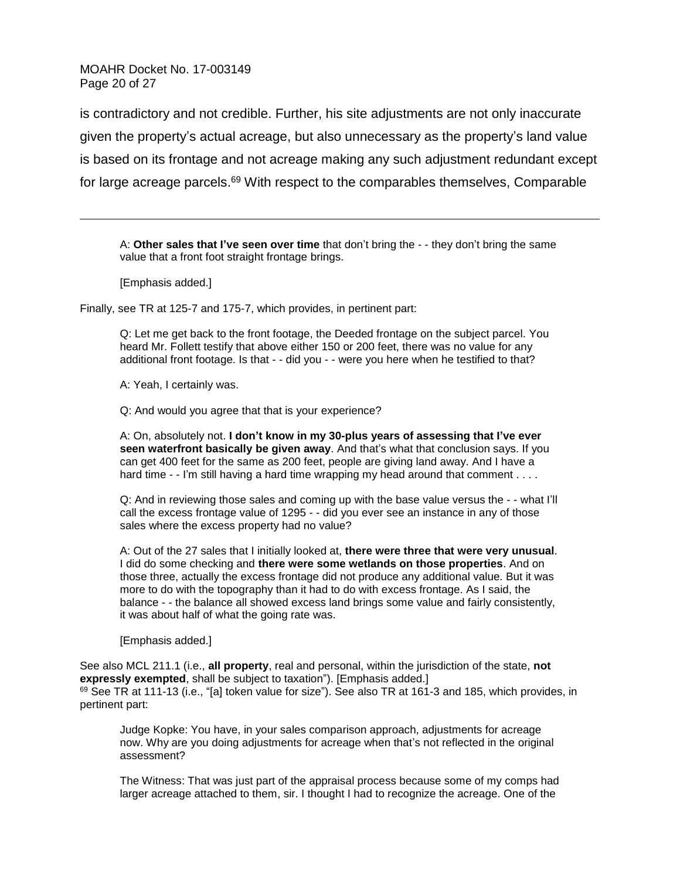is contradictory and not credible. Further, his site adjustments are not only inaccurate given the property's actual acreage, but also unnecessary as the property's land value is based on its frontage and not acreage making any such adjustment redundant except for large acreage parcels.[69] With respect to the comparables themselves, Comparable

---

> A: **Other sales that I've seen over time** that don't bring the - - they don't bring the same value that a front foot straight frontage brings.
>
> [Emphasis added.]

Finally, see TR at 125-7 and 175-7, which provides, in pertinent part:

> Q: Let me get back to the front footage, the Deeded frontage on the subject parcel. You heard Mr. Follett testify that above either 150 or 200 feet, there was no value for any additional front footage. Is that - - did you - - were you here when he testified to that?
>
> A: Yeah, I certainly was.
>
> Q: And would you agree that that is your experience?
>
> A: On, absolutely not. **I don't know in my 30-plus years of assessing that I've ever seen waterfront basically be given away**. And that's what that conclusion says. If you can get 400 feet for the same as 200 feet, people are giving land away. And I have a hard time - - I'm still having a hard time wrapping my head around that comment . . . .
>
> Q: And in reviewing those sales and coming up with the base value versus the - - what I'll call the excess frontage value of 1295 - - did you ever see an instance in any of those sales where the excess property had no value?
>
> A: Out of the 27 sales that I initially looked at, **there were three that were very unusual**. I did do some checking and **there were some wetlands on those properties**. And on those three, actually the excess frontage did not produce any additional value. But it was more to do with the topography than it had to do with excess frontage. As I said, the balance - - the balance all showed excess land brings some value and fairly consistently, it was about half of what the going rate was.
>
> [Emphasis added.]

See also MCL 211.1 (i.e., **all property**, real and personal, within the jurisdiction of the state, **not expressly exempted**, shall be subject to taxation"). [Emphasis added.]

[69] See TR at 111-13 (i.e., "[a] token value for size"). See also TR at 161-3 and 185, which provides, in pertinent part:

> Judge Kopke: You have, in your sales comparison approach, adjustments for acreage now. Why are you doing adjustments for acreage when that's not reflected in the original assessment?
>
> The Witness: That was just part of the appraisal process because some of my comps had larger acreage attached to them, sir. I thought I had to recognize the acreage. One of the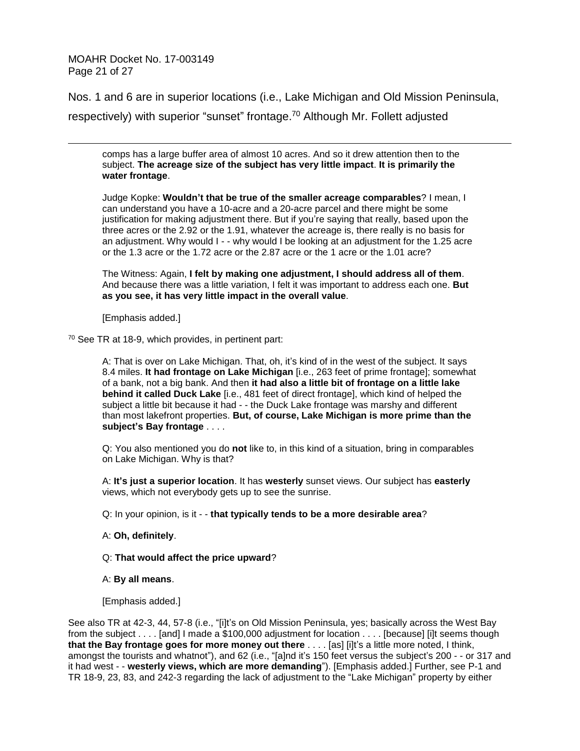Nos. 1 and 6 are in superior locations (i.e., Lake Michigan and Old Mission Peninsula, respectively) with superior "sunset" frontage.[70] Although Mr. Follett adjusted

---

> comps has a large buffer area of almost 10 acres. And so it drew attention then to the subject. **The acreage size of the subject has very little impact**. **It is primarily the water frontage**.
>
> Judge Kopke: **Wouldn't that be true of the smaller acreage comparables**? I mean, I can understand you have a 10-acre and a 20-acre parcel and there might be some justification for making adjustment there. But if you're saying that really, based upon the three acres or the 2.92 or the 1.91, whatever the acreage is, there really is no basis for an adjustment. Why would I - - why would I be looking at an adjustment for the 1.25 acre or the 1.3 acre or the 1.72 acre or the 2.87 acre or the 1 acre or the 1.01 acre?
>
> The Witness: Again, **I felt by making one adjustment, I should address all of them**. And because there was a little variation, I felt it was important to address each one. **But as you see, it has very little impact in the overall value**.
>
> [Emphasis added.]

[70] See TR at 18-9, which provides, in pertinent part:

> A: That is over on Lake Michigan. That, oh, it's kind of in the west of the subject. It says 8.4 miles. **It had frontage on Lake Michigan** [i.e., 263 feet of prime frontage]; somewhat of a bank, not a big bank. And then **it had also a little bit of frontage on a little lake behind it called Duck Lake** [i.e., 481 feet of direct frontage], which kind of helped the subject a little bit because it had - - the Duck Lake frontage was marshy and different than most lakefront properties. **But, of course, Lake Michigan is more prime than the subject's Bay frontage** . . . .
>
> Q: You also mentioned you do **not** like to, in this kind of a situation, bring in comparables on Lake Michigan. Why is that?
>
> A: **It's just a superior location**. It has **westerly** sunset views. Our subject has **easterly** views, which not everybody gets up to see the sunrise.
>
> Q: In your opinion, is it - - **that typically tends to be a more desirable area**?
>
> A: **Oh, definitely**.
>
> Q: **That would affect the price upward**?
>
> A: **By all means**.
>
> [Emphasis added.]

See also TR at 42-3, 44, 57-8 (i.e., "[i]t's on Old Mission Peninsula, yes; basically across the West Bay from the subject . . . . [and] I made a $100,000 adjustment for location . . . . [because] [i]t seems though **that the Bay frontage goes for more money out there** . . . . [as] [i]t's a little more noted, I think, amongst the tourists and whatnot"), and 62 (i.e., "[a]nd it's 150 feet versus the subject's 200 - - or 317 and it had west - - **westerly views, which are more demanding**"). [Emphasis added.] Further, see P-1 and TR 18-9, 23, 83, and 242-3 regarding the lack of adjustment to the "Lake Michigan" property by either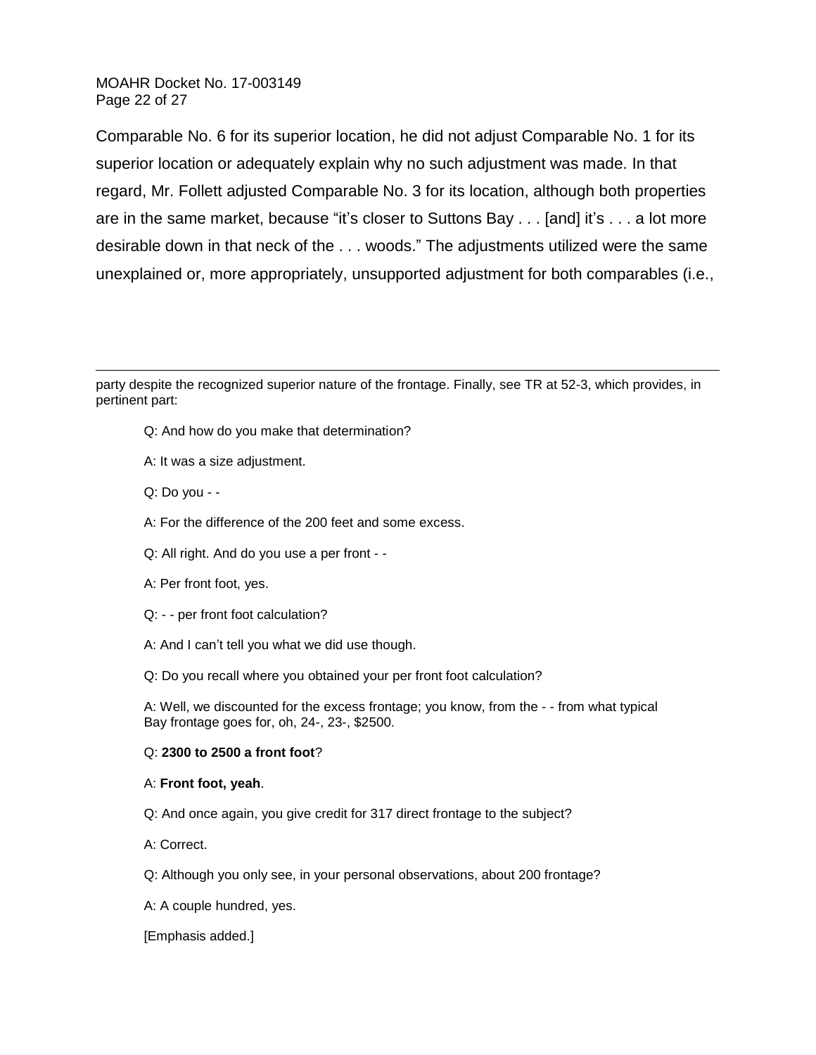Comparable No. 6 for its superior location, he did not adjust Comparable No. 1 for its superior location or adequately explain why no such adjustment was made. In that regard, Mr. Follett adjusted Comparable No. 3 for its location, although both properties are in the same market, because "it's closer to Suttons Bay . . . [and] it's . . . a lot more desirable down in that neck of the . . . woods." The adjustments utilized were the same unexplained or, more appropriately, unsupported adjustment for both comparables (i.e.,

---

party despite the recognized superior nature of the frontage. Finally, see TR at 52-3, which provides, in pertinent part:

> Q: And how do you make that determination?
>
> A: It was a size adjustment.
>
> Q: Do you - -
>
> A: For the difference of the 200 feet and some excess.
>
> Q: All right. And do you use a per front - -
>
> A: Per front foot, yes.
>
> Q: - - per front foot calculation?
>
> A: And I can't tell you what we did use though.
>
> Q: Do you recall where you obtained your per front foot calculation?
>
> A: Well, we discounted for the excess frontage; you know, from the - - from what typical Bay frontage goes for, oh, 24-, 23-, $2500.
>
> Q: **2300 to 2500 a front foot**?
>
> A: **Front foot, yeah**.
>
> Q: And once again, you give credit for 317 direct frontage to the subject?
>
> A: Correct.
>
> Q: Although you only see, in your personal observations, about 200 frontage?
>
> A: A couple hundred, yes.
>
> [Emphasis added.]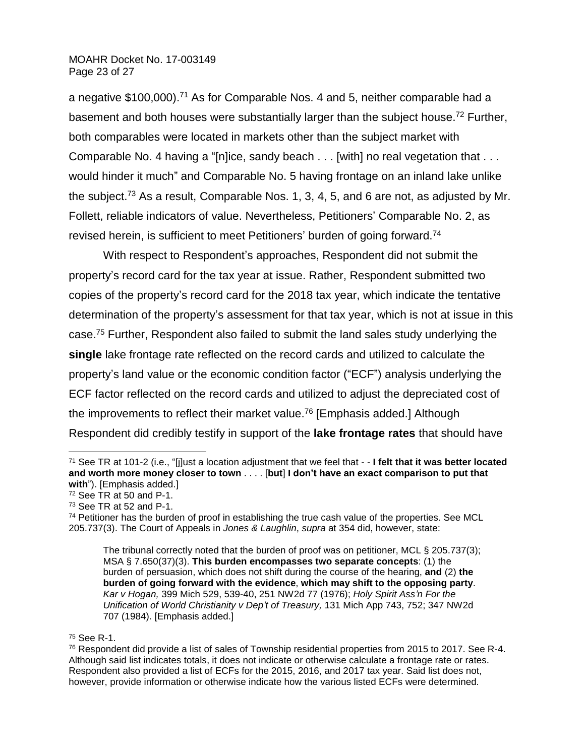a negative $100,000).[71] As for Comparable Nos. 4 and 5, neither comparable had a basement and both houses were substantially larger than the subject house.[72] Further, both comparables were located in markets other than the subject market with Comparable No. 4 having a "[n]ice, sandy beach . . . [with] no real vegetation that . . . would hinder it much" and Comparable No. 5 having frontage on an inland lake unlike the subject.[73] As a result, Comparable Nos. 1, 3, 4, 5, and 6 are not, as adjusted by Mr. Follett, reliable indicators of value. Nevertheless, Petitioners' Comparable No. 2, as revised herein, is sufficient to meet Petitioners' burden of going forward.[74]

With respect to Respondent's approaches, Respondent did not submit the property's record card for the tax year at issue. Rather, Respondent submitted two copies of the property's record card for the 2018 tax year, which indicate the tentative determination of the property's assessment for that tax year, which is not at issue in this case.[75] Further, Respondent also failed to submit the land sales study underlying the **single** lake frontage rate reflected on the record cards and utilized to calculate the property's land value or the economic condition factor ("ECF") analysis underlying the ECF factor reflected on the record cards and utilized to adjust the depreciated cost of the improvements to reflect their market value.[76] [Emphasis added.] Although Respondent did credibly testify in support of the **lake frontage rates** that should have

---

[71] See TR at 101-2 (i.e., "[j]ust a location adjustment that we feel that - - **I felt that it was better located and worth more money closer to town** . . . . [**but**] **I don't have an exact comparison to put that with**"). [Emphasis added.]

[72] See TR at 50 and P-1.

[73] See TR at 52 and P-1.

[74] Petitioner has the burden of proof in establishing the true cash value of the properties. See MCL 205.737(3). The Court of Appeals in *Jones & Laughlin*, *supra* at 354 did, however, state:

> The tribunal correctly noted that the burden of proof was on petitioner, MCL § 205.737(3); MSA § 7.650(37)(3). **This burden encompasses two separate concepts**: (1) the burden of persuasion, which does not shift during the course of the hearing, **and** (2) **the burden of going forward with the evidence**, **which may shift to the opposing party**. *Kar v Hogan,* 399 Mich 529, 539-40, 251 NW2d 77 (1976); *Holy Spirit Ass'n For the Unification of World Christianity v Dep't of Treasury,* 131 Mich App 743, 752; 347 NW2d 707 (1984). [Emphasis added.]

[75] See R-1.

[76] Respondent did provide a list of sales of Township residential properties from 2015 to 2017. See R-4. Although said list indicates totals, it does not indicate or otherwise calculate a frontage rate or rates. Respondent also provided a list of ECFs for the 2015, 2016, and 2017 tax year. Said list does not, however, provide information or otherwise indicate how the various listed ECFs were determined.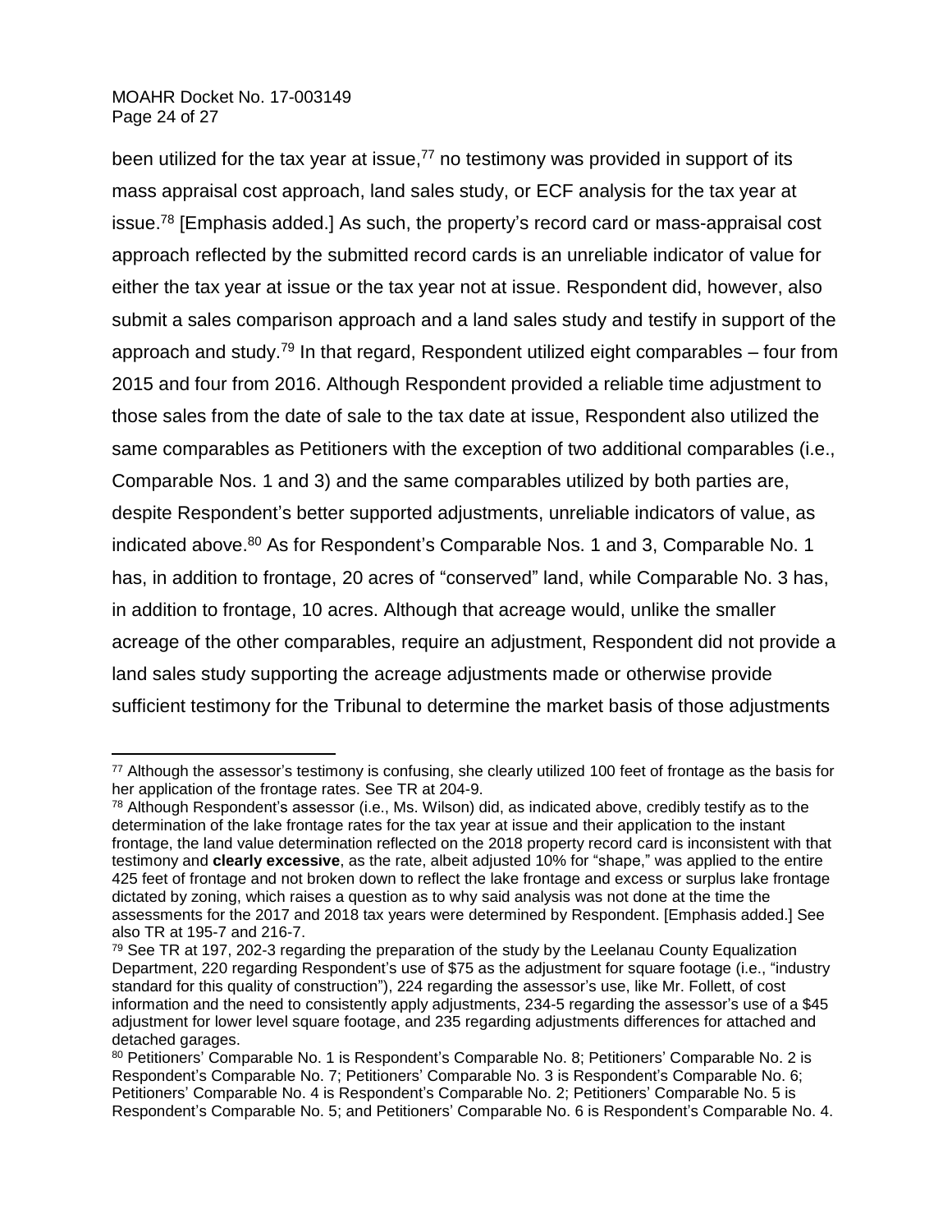been utilized for the tax year at issue,[77] no testimony was provided in support of its mass appraisal cost approach, land sales study, or ECF analysis for the tax year at issue.[78] [Emphasis added.] As such, the property's record card or mass-appraisal cost approach reflected by the submitted record cards is an unreliable indicator of value for either the tax year at issue or the tax year not at issue. Respondent did, however, also submit a sales comparison approach and a land sales study and testify in support of the approach and study.[79] In that regard, Respondent utilized eight comparables – four from 2015 and four from 2016. Although Respondent provided a reliable time adjustment to those sales from the date of sale to the tax date at issue, Respondent also utilized the same comparables as Petitioners with the exception of two additional comparables (i.e., Comparable Nos. 1 and 3) and the same comparables utilized by both parties are, despite Respondent's better supported adjustments, unreliable indicators of value, as indicated above.[80] As for Respondent's Comparable Nos. 1 and 3, Comparable No. 1 has, in addition to frontage, 20 acres of "conserved" land, while Comparable No. 3 has, in addition to frontage, 10 acres. Although that acreage would, unlike the smaller acreage of the other comparables, require an adjustment, Respondent did not provide a land sales study supporting the acreage adjustments made or otherwise provide sufficient testimony for the Tribunal to determine the market basis of those adjustments

---

[77] Although the assessor's testimony is confusing, she clearly utilized 100 feet of frontage as the basis for her application of the frontage rates. See TR at 204-9.

[78] Although Respondent's assessor (i.e., Ms. Wilson) did, as indicated above, credibly testify as to the determination of the lake frontage rates for the tax year at issue and their application to the instant frontage, the land value determination reflected on the 2018 property record card is inconsistent with that testimony and **clearly excessive**, as the rate, albeit adjusted 10% for "shape," was applied to the entire 425 feet of frontage and not broken down to reflect the lake frontage and excess or surplus lake frontage dictated by zoning, which raises a question as to why said analysis was not done at the time the assessments for the 2017 and 2018 tax years were determined by Respondent. [Emphasis added.] See also TR at 195-7 and 216-7.

[79] See TR at 197, 202-3 regarding the preparation of the study by the Leelanau County Equalization Department, 220 regarding Respondent's use of $75 as the adjustment for square footage (i.e., "industry standard for this quality of construction"), 224 regarding the assessor's use, like Mr. Follett, of cost information and the need to consistently apply adjustments, 234-5 regarding the assessor's use of a $45 adjustment for lower level square footage, and 235 regarding adjustments differences for attached and detached garages.

[80] Petitioners' Comparable No. 1 is Respondent's Comparable No. 8; Petitioners' Comparable No. 2 is Respondent's Comparable No. 7; Petitioners' Comparable No. 3 is Respondent's Comparable No. 6; Petitioners' Comparable No. 4 is Respondent's Comparable No. 2; Petitioners' Comparable No. 5 is Respondent's Comparable No. 5; and Petitioners' Comparable No. 6 is Respondent's Comparable No. 4.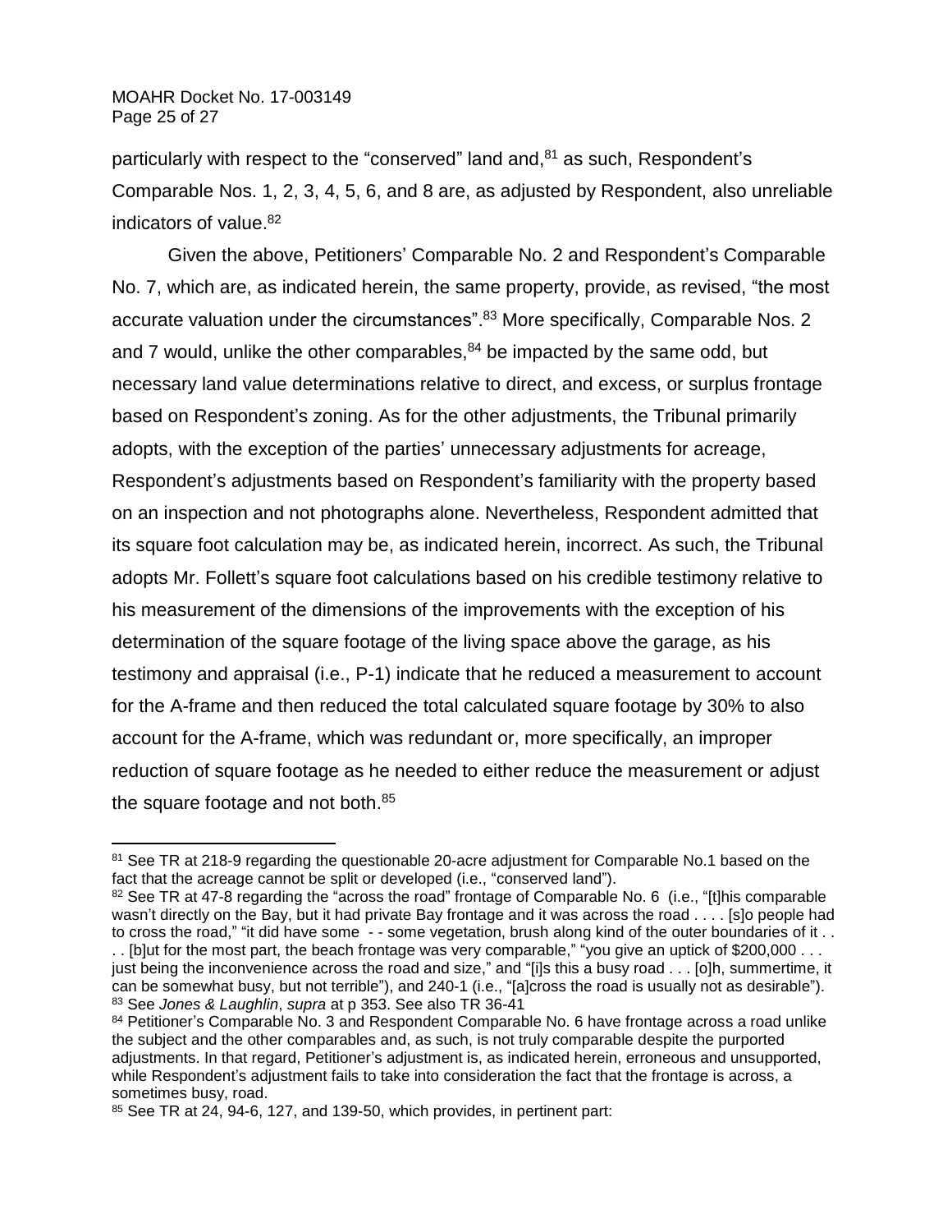particularly with respect to the "conserved" land and,[81] as such, Respondent's Comparable Nos. 1, 2, 3, 4, 5, 6, and 8 are, as adjusted by Respondent, also unreliable indicators of value.[82]

Given the above, Petitioners' Comparable No. 2 and Respondent's Comparable No. 7, which are, as indicated herein, the same property, provide, as revised, "the most accurate valuation under the circumstances".[83] More specifically, Comparable Nos. 2 and 7 would, unlike the other comparables,[84] be impacted by the same odd, but necessary land value determinations relative to direct, and excess, or surplus frontage based on Respondent's zoning. As for the other adjustments, the Tribunal primarily adopts, with the exception of the parties' unnecessary adjustments for acreage, Respondent's adjustments based on Respondent's familiarity with the property based on an inspection and not photographs alone. Nevertheless, Respondent admitted that its square foot calculation may be, as indicated herein, incorrect. As such, the Tribunal adopts Mr. Follett's square foot calculations based on his credible testimony relative to his measurement of the dimensions of the improvements with the exception of his determination of the square footage of the living space above the garage, as his testimony and appraisal (i.e., P-1) indicate that he reduced a measurement to account for the A-frame and then reduced the total calculated square footage by 30% to also account for the A-frame, which was redundant or, more specifically, an improper reduction of square footage as he needed to either reduce the measurement or adjust the square footage and not both.[85]

---

[81] See TR at 218-9 regarding the questionable 20-acre adjustment for Comparable No.1 based on the fact that the acreage cannot be split or developed (i.e., "conserved land").

[82] See TR at 47-8 regarding the "across the road" frontage of Comparable No. 6 (i.e., "[t]his comparable wasn't directly on the Bay, but it had private Bay frontage and it was across the road . . . . [s]o people had to cross the road," "it did have some - - some vegetation, brush along kind of the outer boundaries of it . . . . [b]ut for the most part, the beach frontage was very comparable," "you give an uptick of $200,000 . . . just being the inconvenience across the road and size," and "[i]s this a busy road . . . [o]h, summertime, it can be somewhat busy, but not terrible"), and 240-1 (i.e., "[a]cross the road is usually not as desirable").

[83] See *Jones & Laughlin*, *supra* at p 353. See also TR 36-41

[84] Petitioner's Comparable No. 3 and Respondent Comparable No. 6 have frontage across a road unlike the subject and the other comparables and, as such, is not truly comparable despite the purported adjustments. In that regard, Petitioner's adjustment is, as indicated herein, erroneous and unsupported, while Respondent's adjustment fails to take into consideration the fact that the frontage is across, a sometimes busy, road.

[85] See TR at 24, 94-6, 127, and 139-50, which provides, in pertinent part: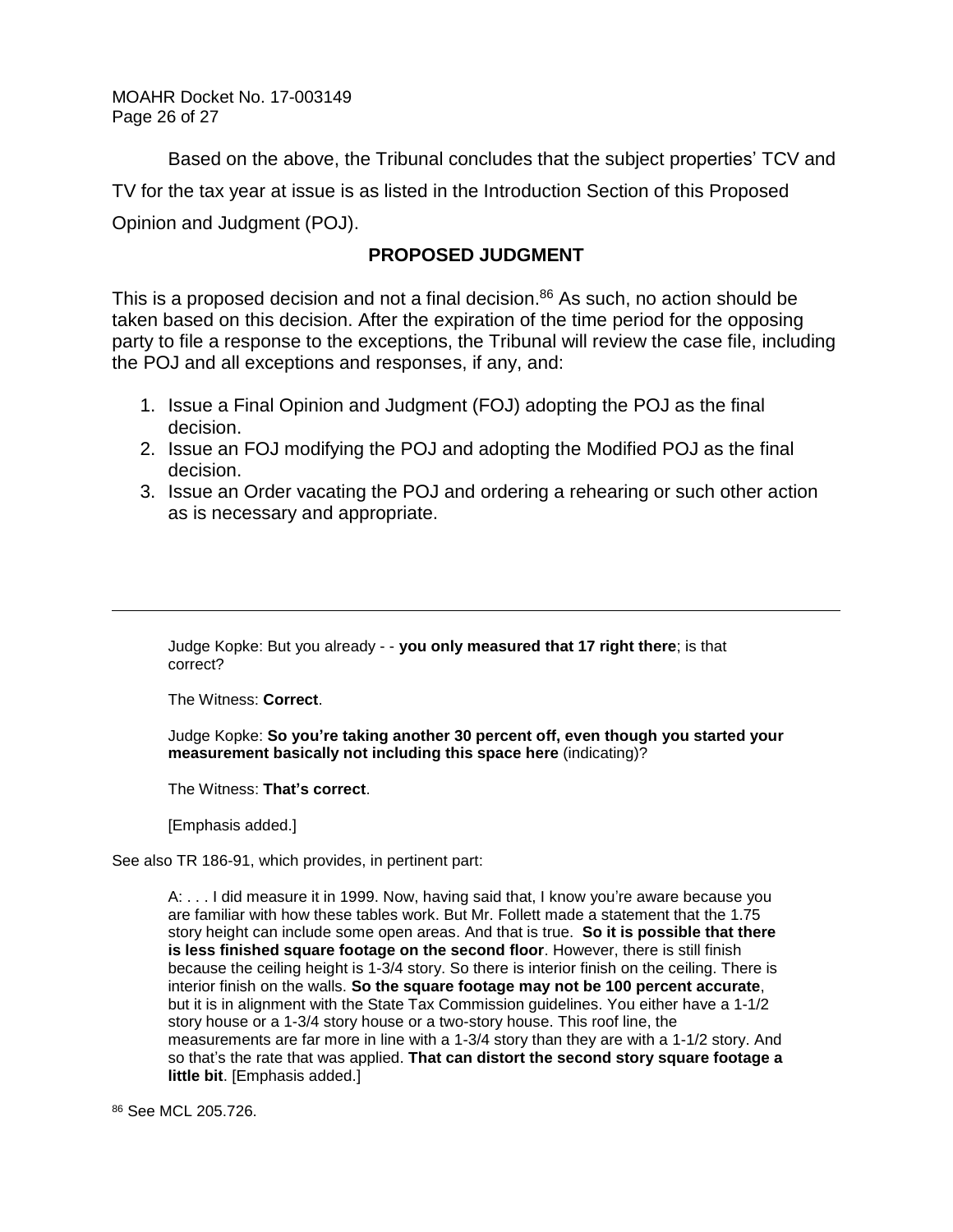Based on the above, the Tribunal concludes that the subject properties' TCV and TV for the tax year at issue is as listed in the Introduction Section of this Proposed Opinion and Judgment (POJ).

## PROPOSED JUDGMENT

This is a proposed decision and not a final decision.[86] As such, no action should be taken based on this decision. After the expiration of the time period for the opposing party to file a response to the exceptions, the Tribunal will review the case file, including the POJ and all exceptions and responses, if any, and:

1. Issue a Final Opinion and Judgment (FOJ) adopting the POJ as the final decision.
2. Issue an FOJ modifying the POJ and adopting the Modified POJ as the final decision.
3. Issue an Order vacating the POJ and ordering a rehearing or such other action as is necessary and appropriate.

---

> Judge Kopke: But you already - - **you only measured that 17 right there**; is that correct?
>
> The Witness: **Correct**.
>
> Judge Kopke: **So you're taking another 30 percent off, even though you started your measurement basically not including this space here** (indicating)?
>
> The Witness: **That's correct**.
>
> [Emphasis added.]

See also TR 186-91, which provides, in pertinent part:

> A: . . . I did measure it in 1999. Now, having said that, I know you're aware because you are familiar with how these tables work. But Mr. Follett made a statement that the 1.75 story height can include some open areas. And that is true. **So it is possible that there is less finished square footage on the second floor**. However, there is still finish because the ceiling height is 1-3/4 story. So there is interior finish on the ceiling. There is interior finish on the walls. **So the square footage may not be 100 percent accurate**, but it is in alignment with the State Tax Commission guidelines. You either have a 1-1/2 story house or a 1-3/4 story house or a two-story house. This roof line, the measurements are far more in line with a 1-3/4 story than they are with a 1-1/2 story. And so that's the rate that was applied. **That can distort the second story square footage a little bit**. [Emphasis added.]

[86] See MCL 205.726.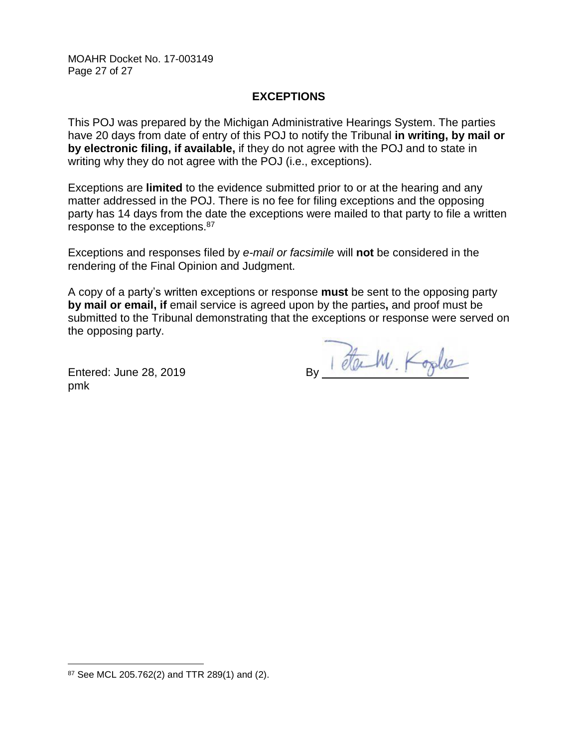## EXCEPTIONS

This POJ was prepared by the Michigan Administrative Hearings System. The parties have 20 days from date of entry of this POJ to notify the Tribunal **in writing, by mail or by electronic filing, if available,** if they do not agree with the POJ and to state in writing why they do not agree with the POJ (i.e., exceptions).

Exceptions are **limited** to the evidence submitted prior to or at the hearing and any matter addressed in the POJ. There is no fee for filing exceptions and the opposing party has 14 days from the date the exceptions were mailed to that party to file a written response to the exceptions.[87]

Exceptions and responses filed by *e-mail or facsimile* will **not** be considered in the rendering of the Final Opinion and Judgment.

A copy of a party's written exceptions or response **must** be sent to the opposing party **by mail or email, if** email service is agreed upon by the parties**,** and proof must be submitted to the Tribunal demonstrating that the exceptions or response were served on the opposing party.

Entered: June 28, 2019 By Peter M. Kopke
pmk

[87] See MCL 205.762(2) and TTR 289(1) and (2).